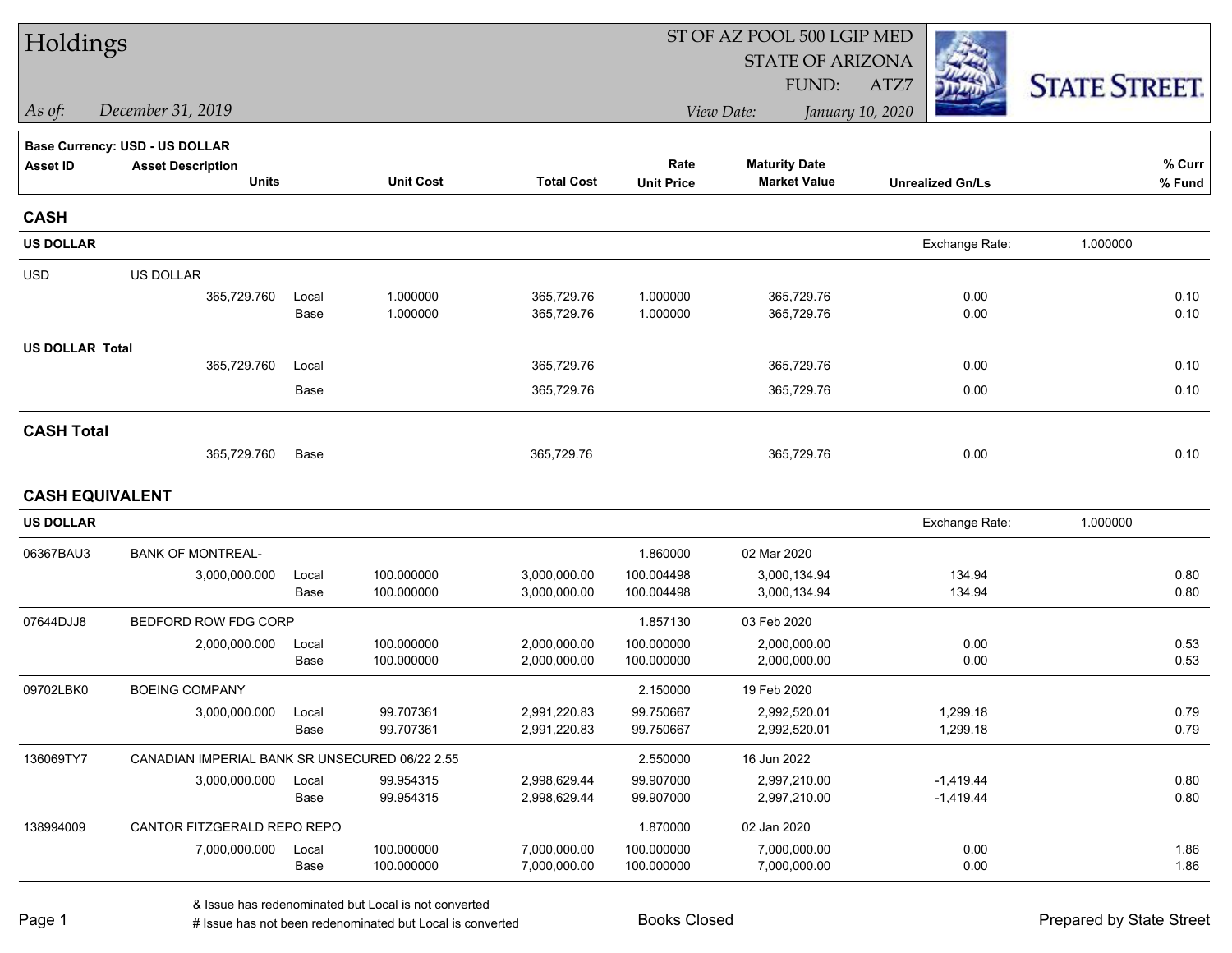# Holdings

ST OF AZ POOL 500 LGIP MED
STATE OF ARIZONA
FUND: ATZ7

*As of:* *December 31, 2019*

*View Date:* *January 10, 2020*

STATE STREET.

**Base Currency: USD - US DOLLAR**

| Asset ID | Asset Description / Units | | Unit Cost | Total Cost | Rate / Unit Price | Maturity Date / Market Value | Unrealized Gn/Ls | % Curr / % Fund |
|---|---|---|---|---|---|---|---|---|
| **CASH** | | | | | | | | |
| **US DOLLAR** | | | | | | | Exchange Rate: | 1.000000 |
| USD | US DOLLAR | | | | | | | |
| | 365,729.760 | Local | 1.000000 | 365,729.76 | 1.000000 | 365,729.76 | 0.00 | 0.10 |
| | | Base | 1.000000 | 365,729.76 | 1.000000 | 365,729.76 | 0.00 | 0.10 |
| **US DOLLAR Total** | | | | | | | | |
| | 365,729.760 | Local | | 365,729.76 | | 365,729.76 | 0.00 | 0.10 |
| | | Base | | 365,729.76 | | 365,729.76 | 0.00 | 0.10 |
| **CASH Total** | | | | | | | | |
| | 365,729.760 | Base | | 365,729.76 | | 365,729.76 | 0.00 | 0.10 |
| **CASH EQUIVALENT** | | | | | | | | |
| **US DOLLAR** | | | | | | | Exchange Rate: | 1.000000 |
| 06367BAU3 | BANK OF MONTREAL- | | | | 1.860000 | 02 Mar 2020 | | |
| | 3,000,000.000 | Local | 100.000000 | 3,000,000.00 | 100.004498 | 3,000,134.94 | 134.94 | 0.80 |
| | | Base | 100.000000 | 3,000,000.00 | 100.004498 | 3,000,134.94 | 134.94 | 0.80 |
| 07644DJJ8 | BEDFORD ROW FDG CORP | | | | 1.857130 | 03 Feb 2020 | | |
| | 2,000,000.000 | Local | 100.000000 | 2,000,000.00 | 100.000000 | 2,000,000.00 | 0.00 | 0.53 |
| | | Base | 100.000000 | 2,000,000.00 | 100.000000 | 2,000,000.00 | 0.00 | 0.53 |
| 09702LBK0 | BOEING COMPANY | | | | 2.150000 | 19 Feb 2020 | | |
| | 3,000,000.000 | Local | 99.707361 | 2,991,220.83 | 99.750667 | 2,992,520.01 | 1,299.18 | 0.79 |
| | | Base | 99.707361 | 2,991,220.83 | 99.750667 | 2,992,520.01 | 1,299.18 | 0.79 |
| 136069TY7 | CANADIAN IMPERIAL BANK SR UNSECURED 06/22 2.55 | | | | 2.550000 | 16 Jun 2022 | | |
| | 3,000,000.000 | Local | 99.954315 | 2,998,629.44 | 99.907000 | 2,997,210.00 | -1,419.44 | 0.80 |
| | | Base | 99.954315 | 2,998,629.44 | 99.907000 | 2,997,210.00 | -1,419.44 | 0.80 |
| 138994009 | CANTOR FITZGERALD REPO REPO | | | | 1.870000 | 02 Jan 2020 | | |
| | 7,000,000.000 | Local | 100.000000 | 7,000,000.00 | 100.000000 | 7,000,000.00 | 0.00 | 1.86 |
| | | Base | 100.000000 | 7,000,000.00 | 100.000000 | 7,000,000.00 | 0.00 | 1.86 |

& Issue has redenominated but Local is not converted
# Issue has not been redenominated but Local is converted

Books Closed

Prepared by State Street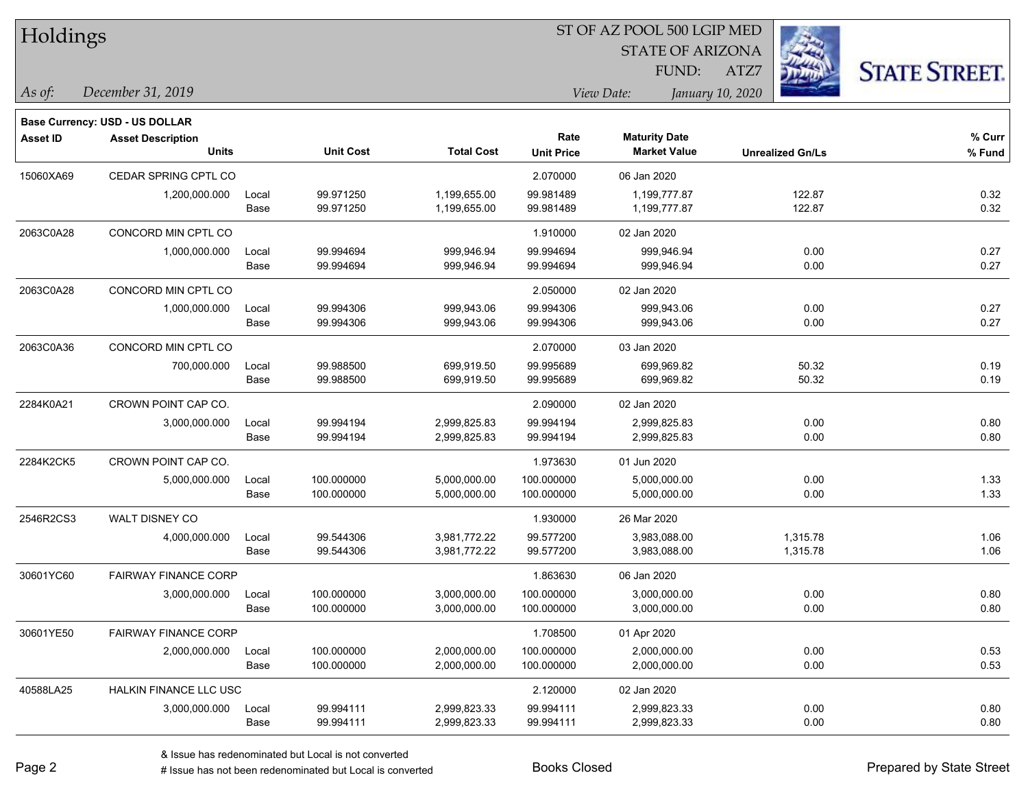# Holdings

ST OF AZ POOL 500 LGIP MED
STATE OF ARIZONA
FUND: ATZ7

*As of: December 31, 2019*

*View Date: January 10, 2020*

**Base Currency: USD - US DOLLAR**

| Asset ID | Asset Description / Units | | Unit Cost | Total Cost | Rate / Unit Price | Maturity Date / Market Value | Unrealized Gn/Ls | % Curr / % Fund |
|---|---|---|---|---|---|---|---|---|
| 15060XA69 | CEDAR SPRING CPTL CO | | | | 2.070000 | 06 Jan 2020 | | |
| | 1,200,000.000 | Local | 99.971250 | 1,199,655.00 | 99.981489 | 1,199,777.87 | 122.87 | 0.32 |
| | | Base | 99.971250 | 1,199,655.00 | 99.981489 | 1,199,777.87 | 122.87 | 0.32 |
| 2063C0A28 | CONCORD MIN CPTL CO | | | | 1.910000 | 02 Jan 2020 | | |
| | 1,000,000.000 | Local | 99.994694 | 999,946.94 | 99.994694 | 999,946.94 | 0.00 | 0.27 |
| | | Base | 99.994694 | 999,946.94 | 99.994694 | 999,946.94 | 0.00 | 0.27 |
| 2063C0A28 | CONCORD MIN CPTL CO | | | | 2.050000 | 02 Jan 2020 | | |
| | 1,000,000.000 | Local | 99.994306 | 999,943.06 | 99.994306 | 999,943.06 | 0.00 | 0.27 |
| | | Base | 99.994306 | 999,943.06 | 99.994306 | 999,943.06 | 0.00 | 0.27 |
| 2063C0A36 | CONCORD MIN CPTL CO | | | | 2.070000 | 03 Jan 2020 | | |
| | 700,000.000 | Local | 99.988500 | 699,919.50 | 99.995689 | 699,969.82 | 50.32 | 0.19 |
| | | Base | 99.988500 | 699,919.50 | 99.995689 | 699,969.82 | 50.32 | 0.19 |
| 2284K0A21 | CROWN POINT CAP CO. | | | | 2.090000 | 02 Jan 2020 | | |
| | 3,000,000.000 | Local | 99.994194 | 2,999,825.83 | 99.994194 | 2,999,825.83 | 0.00 | 0.80 |
| | | Base | 99.994194 | 2,999,825.83 | 99.994194 | 2,999,825.83 | 0.00 | 0.80 |
| 2284K2CK5 | CROWN POINT CAP CO. | | | | 1.973630 | 01 Jun 2020 | | |
| | 5,000,000.000 | Local | 100.000000 | 5,000,000.00 | 100.000000 | 5,000,000.00 | 0.00 | 1.33 |
| | | Base | 100.000000 | 5,000,000.00 | 100.000000 | 5,000,000.00 | 0.00 | 1.33 |
| 2546R2CS3 | WALT DISNEY CO | | | | 1.930000 | 26 Mar 2020 | | |
| | 4,000,000.000 | Local | 99.544306 | 3,981,772.22 | 99.577200 | 3,983,088.00 | 1,315.78 | 1.06 |
| | | Base | 99.544306 | 3,981,772.22 | 99.577200 | 3,983,088.00 | 1,315.78 | 1.06 |
| 30601YC60 | FAIRWAY FINANCE CORP | | | | 1.863630 | 06 Jan 2020 | | |
| | 3,000,000.000 | Local | 100.000000 | 3,000,000.00 | 100.000000 | 3,000,000.00 | 0.00 | 0.80 |
| | | Base | 100.000000 | 3,000,000.00 | 100.000000 | 3,000,000.00 | 0.00 | 0.80 |
| 30601YE50 | FAIRWAY FINANCE CORP | | | | 1.708500 | 01 Apr 2020 | | |
| | 2,000,000.000 | Local | 100.000000 | 2,000,000.00 | 100.000000 | 2,000,000.00 | 0.00 | 0.53 |
| | | Base | 100.000000 | 2,000,000.00 | 100.000000 | 2,000,000.00 | 0.00 | 0.53 |
| 40588LA25 | HALKIN FINANCE LLC USC | | | | 2.120000 | 02 Jan 2020 | | |
| | 3,000,000.000 | Local | 99.994111 | 2,999,823.33 | 99.994111 | 2,999,823.33 | 0.00 | 0.80 |
| | | Base | 99.994111 | 2,999,823.33 | 99.994111 | 2,999,823.33 | 0.00 | 0.80 |

& Issue has redenominated but Local is not converted

# Issue has not been redenominated but Local is converted

Books Closed

Prepared by State Street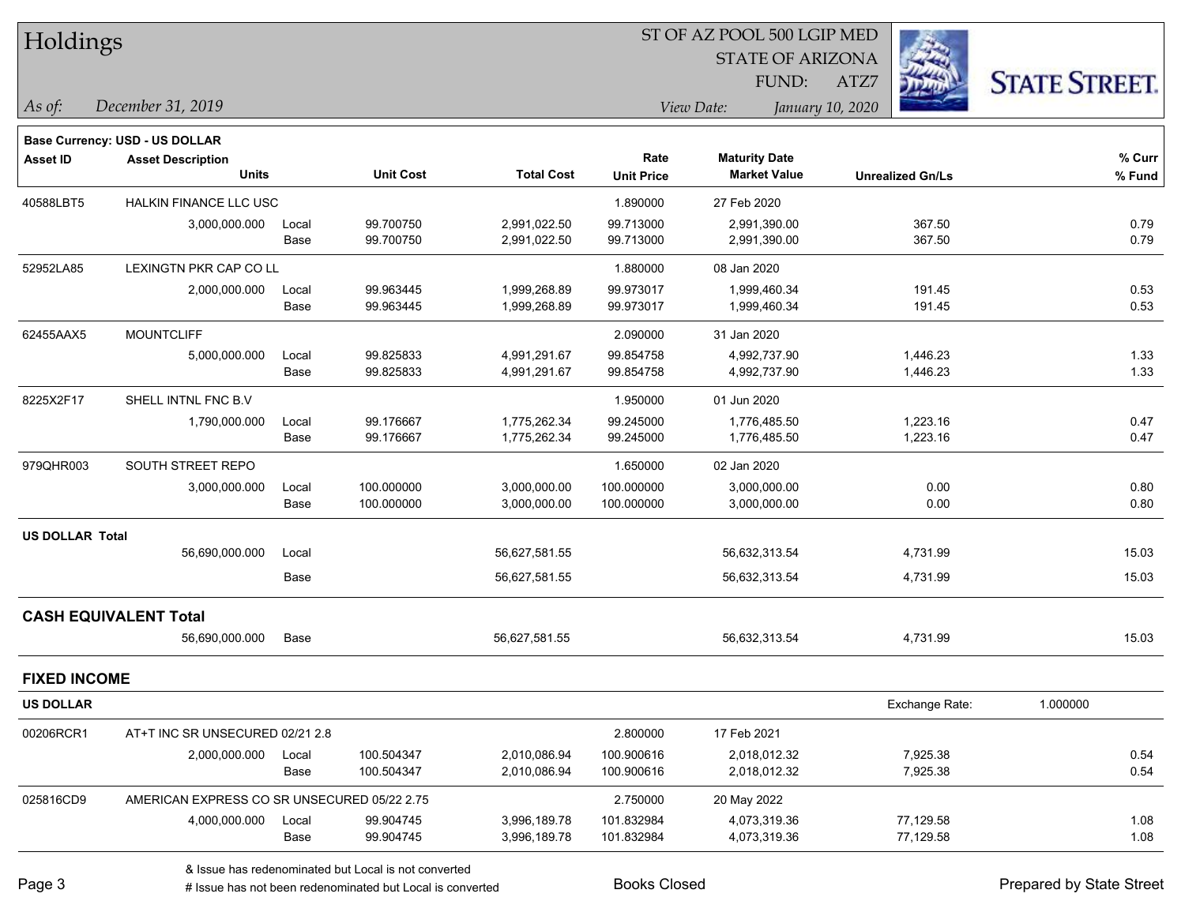# Holdings

ST OF AZ POOL 500 LGIP MED
STATE OF ARIZONA
FUND: ATZ7

*As of:* *December 31, 2019*

*View Date:* *January 10, 2020*

**Base Currency: USD - US DOLLAR**

| Asset ID | Asset Description / Units | | Unit Cost | Total Cost | Rate / Unit Price | Maturity Date / Market Value | Unrealized Gn/Ls | | % Curr / % Fund |
|---|---|---|---|---|---|---|---|---|---|
| 40588LBT5 | HALKIN FINANCE LLC USC | | | | 1.890000 | 27 Feb 2020 | | | |
| | 3,000,000.000 | Local | 99.700750 | 2,991,022.50 | 99.713000 | 2,991,390.00 | 367.50 | | 0.79 |
| | | Base | 99.700750 | 2,991,022.50 | 99.713000 | 2,991,390.00 | 367.50 | | 0.79 |
| 52952LA85 | LEXINGTN PKR CAP CO LL | | | | 1.880000 | 08 Jan 2020 | | | |
| | 2,000,000.000 | Local | 99.963445 | 1,999,268.89 | 99.973017 | 1,999,460.34 | 191.45 | | 0.53 |
| | | Base | 99.963445 | 1,999,268.89 | 99.973017 | 1,999,460.34 | 191.45 | | 0.53 |
| 62455AAX5 | MOUNTCLIFF | | | | 2.090000 | 31 Jan 2020 | | | |
| | 5,000,000.000 | Local | 99.825833 | 4,991,291.67 | 99.854758 | 4,992,737.90 | 1,446.23 | | 1.33 |
| | | Base | 99.825833 | 4,991,291.67 | 99.854758 | 4,992,737.90 | 1,446.23 | | 1.33 |
| 8225X2F17 | SHELL INTNL FNC B.V | | | | 1.950000 | 01 Jun 2020 | | | |
| | 1,790,000.000 | Local | 99.176667 | 1,775,262.34 | 99.245000 | 1,776,485.50 | 1,223.16 | | 0.47 |
| | | Base | 99.176667 | 1,775,262.34 | 99.245000 | 1,776,485.50 | 1,223.16 | | 0.47 |
| 979QHR003 | SOUTH STREET REPO | | | | 1.650000 | 02 Jan 2020 | | | |
| | 3,000,000.000 | Local | 100.000000 | 3,000,000.00 | 100.000000 | 3,000,000.00 | 0.00 | | 0.80 |
| | | Base | 100.000000 | 3,000,000.00 | 100.000000 | 3,000,000.00 | 0.00 | | 0.80 |
| **US DOLLAR Total** | | | | | | | | | |
| | 56,690,000.000 | Local | | 56,627,581.55 | | 56,632,313.54 | 4,731.99 | | 15.03 |
| | | Base | | 56,627,581.55 | | 56,632,313.54 | 4,731.99 | | 15.03 |
| **CASH EQUIVALENT Total** | | | | | | | | | |
| | 56,690,000.000 | Base | | 56,627,581.55 | | 56,632,313.54 | 4,731.99 | | 15.03 |
| **FIXED INCOME** | | | | | | | | | |
| **US DOLLAR** | | | | | | | Exchange Rate: | 1.000000 | |
| 00206RCR1 | AT+T INC SR UNSECURED 02/21 2.8 | | | | 2.800000 | 17 Feb 2021 | | | |
| | 2,000,000.000 | Local | 100.504347 | 2,010,086.94 | 100.900616 | 2,018,012.32 | 7,925.38 | | 0.54 |
| | | Base | 100.504347 | 2,010,086.94 | 100.900616 | 2,018,012.32 | 7,925.38 | | 0.54 |
| 025816CD9 | AMERICAN EXPRESS CO SR UNSECURED 05/22 2.75 | | | | 2.750000 | 20 May 2022 | | | |
| | 4,000,000.000 | Local | 99.904745 | 3,996,189.78 | 101.832984 | 4,073,319.36 | 77,129.58 | | 1.08 |
| | | Base | 99.904745 | 3,996,189.78 | 101.832984 | 4,073,319.36 | 77,129.58 | | 1.08 |

& Issue has redenominated but Local is not converted
# Issue has not been redenominated but Local is converted

Books Closed

Prepared by State Street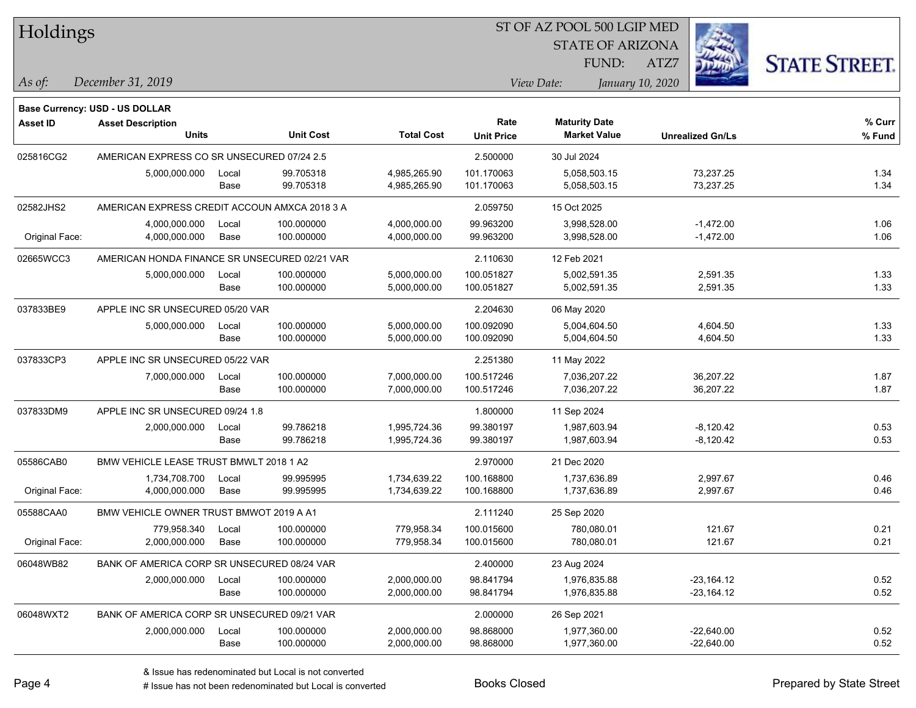# Holdings

ST OF AZ POOL 500 LGIP MED
STATE OF ARIZONA
FUND: ATZ7

*As of: December 31, 2019*

*View Date: January 10, 2020*

**Base Currency: USD - US DOLLAR**

| Asset ID | Asset Description / Units | | Unit Cost | Total Cost | Rate / Unit Price | Maturity Date / Market Value | Unrealized Gn/Ls | % Curr / % Fund |
|---|---|---|---|---|---|---|---|---|
| 025816CG2 | AMERICAN EXPRESS CO SR UNSECURED 07/24 2.5 | | | | 2.500000 | 30 Jul 2024 | | |
| | 5,000,000.000 | Local | 99.705318 | 4,985,265.90 | 101.170063 | 5,058,503.15 | 73,237.25 | 1.34 |
| | | Base | 99.705318 | 4,985,265.90 | 101.170063 | 5,058,503.15 | 73,237.25 | 1.34 |
| 02582JHS2 | AMERICAN EXPRESS CREDIT ACCOUN AMXCA 2018 3 A | | | | 2.059750 | 15 Oct 2025 | | |
| | 4,000,000.000 | Local | 100.000000 | 4,000,000.00 | 99.963200 | 3,998,528.00 | -1,472.00 | 1.06 |
| Original Face: | 4,000,000.000 | Base | 100.000000 | 4,000,000.00 | 99.963200 | 3,998,528.00 | -1,472.00 | 1.06 |
| 02665WCC3 | AMERICAN HONDA FINANCE SR UNSECURED 02/21 VAR | | | | 2.110630 | 12 Feb 2021 | | |
| | 5,000,000.000 | Local | 100.000000 | 5,000,000.00 | 100.051827 | 5,002,591.35 | 2,591.35 | 1.33 |
| | | Base | 100.000000 | 5,000,000.00 | 100.051827 | 5,002,591.35 | 2,591.35 | 1.33 |
| 037833BE9 | APPLE INC SR UNSECURED 05/20 VAR | | | | 2.204630 | 06 May 2020 | | |
| | 5,000,000.000 | Local | 100.000000 | 5,000,000.00 | 100.092090 | 5,004,604.50 | 4,604.50 | 1.33 |
| | | Base | 100.000000 | 5,000,000.00 | 100.092090 | 5,004,604.50 | 4,604.50 | 1.33 |
| 037833CP3 | APPLE INC SR UNSECURED 05/22 VAR | | | | 2.251380 | 11 May 2022 | | |
| | 7,000,000.000 | Local | 100.000000 | 7,000,000.00 | 100.517246 | 7,036,207.22 | 36,207.22 | 1.87 |
| | | Base | 100.000000 | 7,000,000.00 | 100.517246 | 7,036,207.22 | 36,207.22 | 1.87 |
| 037833DM9 | APPLE INC SR UNSECURED 09/24 1.8 | | | | 1.800000 | 11 Sep 2024 | | |
| | 2,000,000.000 | Local | 99.786218 | 1,995,724.36 | 99.380197 | 1,987,603.94 | -8,120.42 | 0.53 |
| | | Base | 99.786218 | 1,995,724.36 | 99.380197 | 1,987,603.94 | -8,120.42 | 0.53 |
| 05586CAB0 | BMW VEHICLE LEASE TRUST BMWLT 2018 1 A2 | | | | 2.970000 | 21 Dec 2020 | | |
| | 1,734,708.700 | Local | 99.995995 | 1,734,639.22 | 100.168800 | 1,737,636.89 | 2,997.67 | 0.46 |
| Original Face: | 4,000,000.000 | Base | 99.995995 | 1,734,639.22 | 100.168800 | 1,737,636.89 | 2,997.67 | 0.46 |
| 05588CAA0 | BMW VEHICLE OWNER TRUST BMWOT 2019 A A1 | | | | 2.111240 | 25 Sep 2020 | | |
| | 779,958.340 | Local | 100.000000 | 779,958.34 | 100.015600 | 780,080.01 | 121.67 | 0.21 |
| Original Face: | 2,000,000.000 | Base | 100.000000 | 779,958.34 | 100.015600 | 780,080.01 | 121.67 | 0.21 |
| 06048WB82 | BANK OF AMERICA CORP SR UNSECURED 08/24 VAR | | | | 2.400000 | 23 Aug 2024 | | |
| | 2,000,000.000 | Local | 100.000000 | 2,000,000.00 | 98.841794 | 1,976,835.88 | -23,164.12 | 0.52 |
| | | Base | 100.000000 | 2,000,000.00 | 98.841794 | 1,976,835.88 | -23,164.12 | 0.52 |
| 06048WXT2 | BANK OF AMERICA CORP SR UNSECURED 09/21 VAR | | | | 2.000000 | 26 Sep 2021 | | |
| | 2,000,000.000 | Local | 100.000000 | 2,000,000.00 | 98.868000 | 1,977,360.00 | -22,640.00 | 0.52 |
| | | Base | 100.000000 | 2,000,000.00 | 98.868000 | 1,977,360.00 | -22,640.00 | 0.52 |

& Issue has redenominated but Local is not converted

# Issue has not been redenominated but Local is converted

Books Closed

Prepared by State Street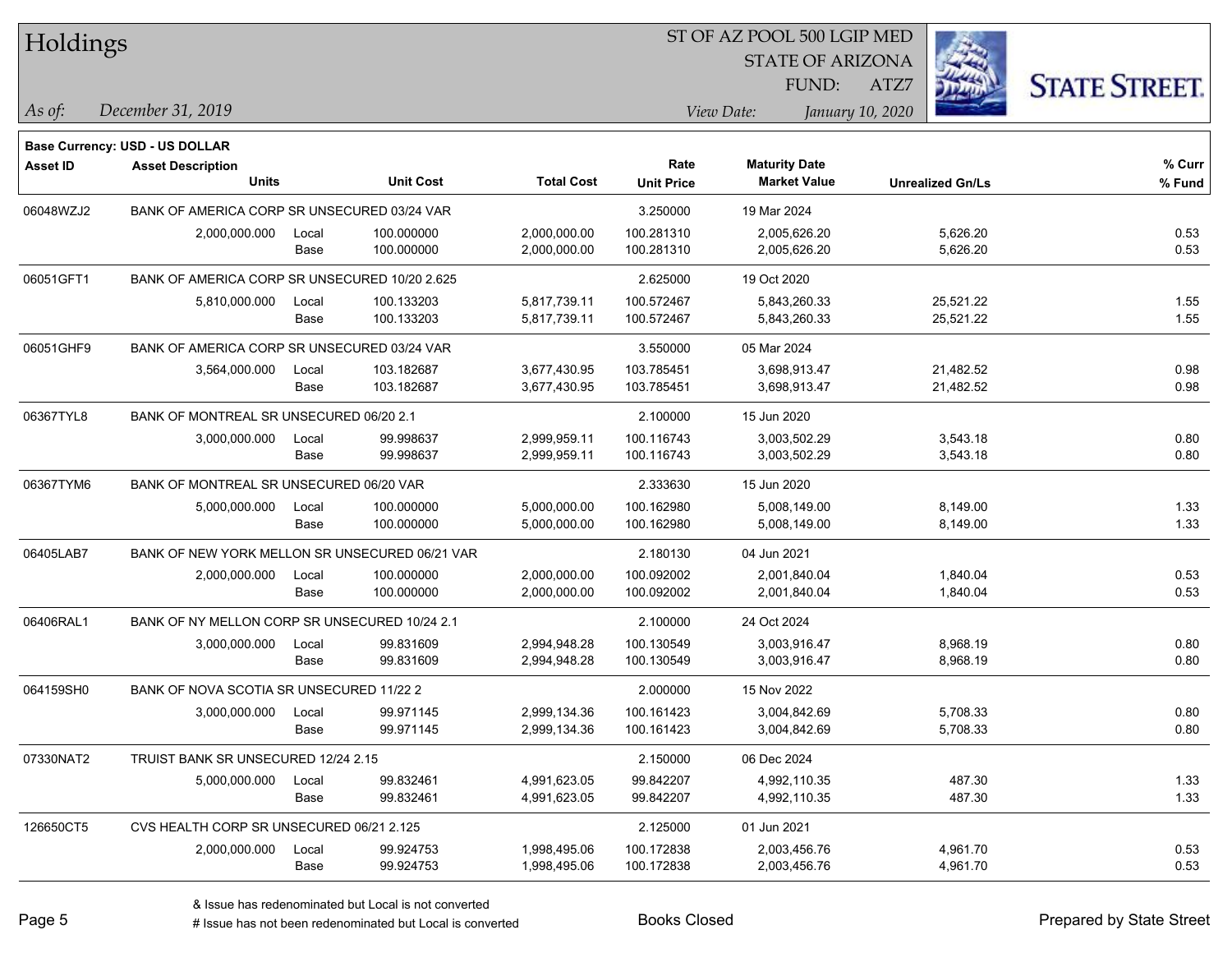# Holdings

ST OF AZ POOL 500 LGIP MED
STATE OF ARIZONA
FUND: ATZ7

*As of:* *December 31, 2019*

*View Date:* *January 10, 2020*

**Base Currency: USD - US DOLLAR**

| Asset ID | Asset Description / Units | | Unit Cost | Total Cost | Rate / Unit Price | Maturity Date / Market Value | Unrealized Gn/Ls | % Curr / % Fund |
|---|---|---|---|---|---|---|---|---|
| 06048WZJ2 | BANK OF AMERICA CORP SR UNSECURED 03/24 VAR | | | | 3.250000 | 19 Mar 2024 | | |
| | 2,000,000.000 | Local | 100.000000 | 2,000,000.00 | 100.281310 | 2,005,626.20 | 5,626.20 | 0.53 |
| | | Base | 100.000000 | 2,000,000.00 | 100.281310 | 2,005,626.20 | 5,626.20 | 0.53 |
| 06051GFT1 | BANK OF AMERICA CORP SR UNSECURED 10/20 2.625 | | | | 2.625000 | 19 Oct 2020 | | |
| | 5,810,000.000 | Local | 100.133203 | 5,817,739.11 | 100.572467 | 5,843,260.33 | 25,521.22 | 1.55 |
| | | Base | 100.133203 | 5,817,739.11 | 100.572467 | 5,843,260.33 | 25,521.22 | 1.55 |
| 06051GHF9 | BANK OF AMERICA CORP SR UNSECURED 03/24 VAR | | | | 3.550000 | 05 Mar 2024 | | |
| | 3,564,000.000 | Local | 103.182687 | 3,677,430.95 | 103.785451 | 3,698,913.47 | 21,482.52 | 0.98 |
| | | Base | 103.182687 | 3,677,430.95 | 103.785451 | 3,698,913.47 | 21,482.52 | 0.98 |
| 06367TYL8 | BANK OF MONTREAL SR UNSECURED 06/20 2.1 | | | | 2.100000 | 15 Jun 2020 | | |
| | 3,000,000.000 | Local | 99.998637 | 2,999,959.11 | 100.116743 | 3,003,502.29 | 3,543.18 | 0.80 |
| | | Base | 99.998637 | 2,999,959.11 | 100.116743 | 3,003,502.29 | 3,543.18 | 0.80 |
| 06367TYM6 | BANK OF MONTREAL SR UNSECURED 06/20 VAR | | | | 2.333630 | 15 Jun 2020 | | |
| | 5,000,000.000 | Local | 100.000000 | 5,000,000.00 | 100.162980 | 5,008,149.00 | 8,149.00 | 1.33 |
| | | Base | 100.000000 | 5,000,000.00 | 100.162980 | 5,008,149.00 | 8,149.00 | 1.33 |
| 06405LAB7 | BANK OF NEW YORK MELLON SR UNSECURED 06/21 VAR | | | | 2.180130 | 04 Jun 2021 | | |
| | 2,000,000.000 | Local | 100.000000 | 2,000,000.00 | 100.092002 | 2,001,840.04 | 1,840.04 | 0.53 |
| | | Base | 100.000000 | 2,000,000.00 | 100.092002 | 2,001,840.04 | 1,840.04 | 0.53 |
| 06406RAL1 | BANK OF NY MELLON CORP SR UNSECURED 10/24 2.1 | | | | 2.100000 | 24 Oct 2024 | | |
| | 3,000,000.000 | Local | 99.831609 | 2,994,948.28 | 100.130549 | 3,003,916.47 | 8,968.19 | 0.80 |
| | | Base | 99.831609 | 2,994,948.28 | 100.130549 | 3,003,916.47 | 8,968.19 | 0.80 |
| 064159SH0 | BANK OF NOVA SCOTIA SR UNSECURED 11/22 2 | | | | 2.000000 | 15 Nov 2022 | | |
| | 3,000,000.000 | Local | 99.971145 | 2,999,134.36 | 100.161423 | 3,004,842.69 | 5,708.33 | 0.80 |
| | | Base | 99.971145 | 2,999,134.36 | 100.161423 | 3,004,842.69 | 5,708.33 | 0.80 |
| 07330NAT2 | TRUIST BANK SR UNSECURED 12/24 2.15 | | | | 2.150000 | 06 Dec 2024 | | |
| | 5,000,000.000 | Local | 99.832461 | 4,991,623.05 | 99.842207 | 4,992,110.35 | 487.30 | 1.33 |
| | | Base | 99.832461 | 4,991,623.05 | 99.842207 | 4,992,110.35 | 487.30 | 1.33 |
| 126650CT5 | CVS HEALTH CORP SR UNSECURED 06/21 2.125 | | | | 2.125000 | 01 Jun 2021 | | |
| | 2,000,000.000 | Local | 99.924753 | 1,998,495.06 | 100.172838 | 2,003,456.76 | 4,961.70 | 0.53 |
| | | Base | 99.924753 | 1,998,495.06 | 100.172838 | 2,003,456.76 | 4,961.70 | 0.53 |

& Issue has redenominated but Local is not converted
# Issue has not been redenominated but Local is converted

Books Closed

Prepared by State Street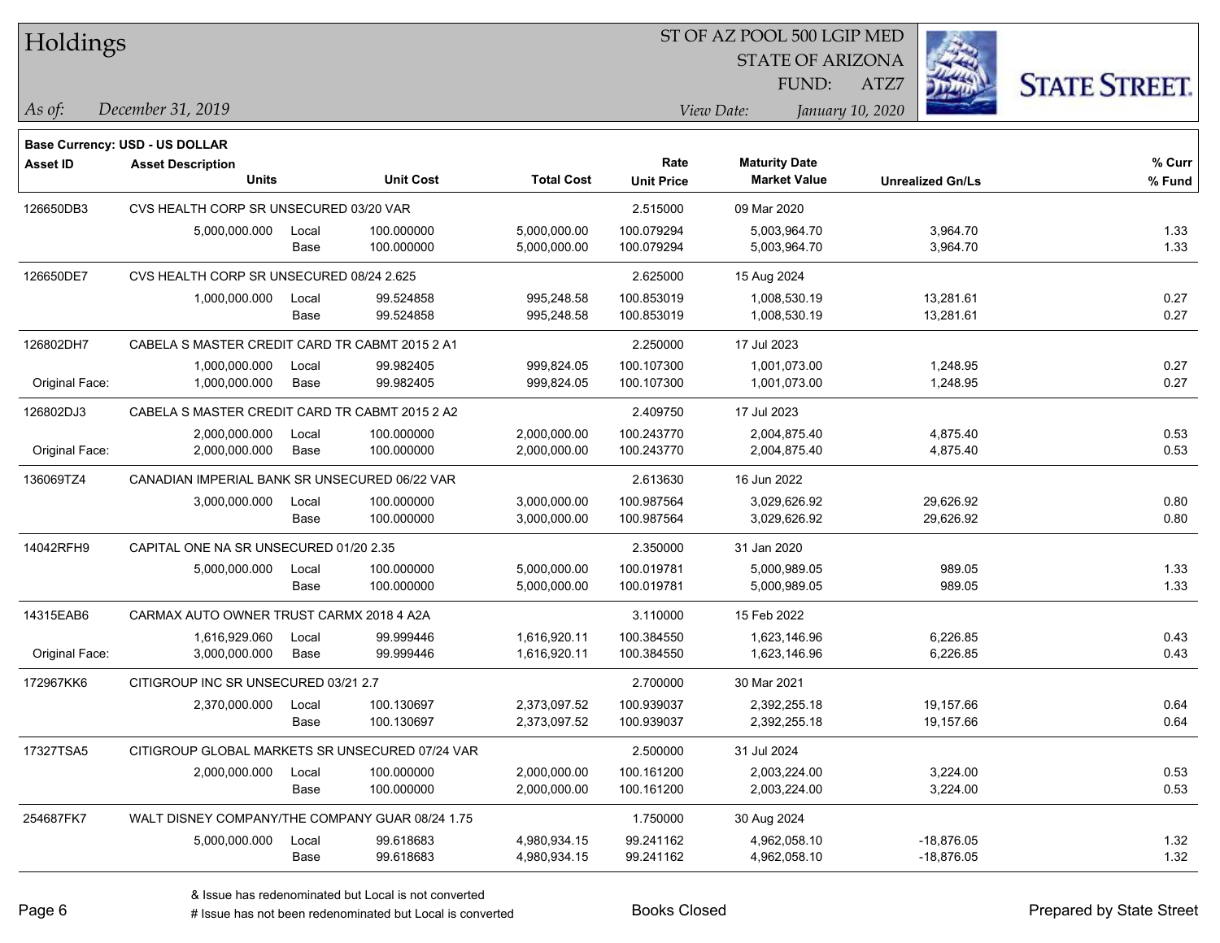# Holdings

ST OF AZ POOL 500 LGIP MED
STATE OF ARIZONA
FUND: ATZ7

*As of:* *December 31, 2019*
*View Date:* *January 10, 2020*

**Base Currency: USD - US DOLLAR**

| Asset ID | Asset Description / Units | | Unit Cost | Total Cost | Rate / Unit Price | Maturity Date / Market Value | Unrealized Gn/Ls | % Curr / % Fund |
|---|---|---|---|---|---|---|---|---|
| 126650DB3 | CVS HEALTH CORP SR UNSECURED 03/20 VAR | | | | 2.515000 | 09 Mar 2020 | | |
| | 5,000,000.000 | Local | 100.000000 | 5,000,000.00 | 100.079294 | 5,003,964.70 | 3,964.70 | 1.33 |
| | | Base | 100.000000 | 5,000,000.00 | 100.079294 | 5,003,964.70 | 3,964.70 | 1.33 |
| 126650DE7 | CVS HEALTH CORP SR UNSECURED 08/24 2.625 | | | | 2.625000 | 15 Aug 2024 | | |
| | 1,000,000.000 | Local | 99.524858 | 995,248.58 | 100.853019 | 1,008,530.19 | 13,281.61 | 0.27 |
| | | Base | 99.524858 | 995,248.58 | 100.853019 | 1,008,530.19 | 13,281.61 | 0.27 |
| 126802DH7 | CABELA S MASTER CREDIT CARD TR CABMT 2015 2 A1 | | | | 2.250000 | 17 Jul 2023 | | |
| | 1,000,000.000 | Local | 99.982405 | 999,824.05 | 100.107300 | 1,001,073.00 | 1,248.95 | 0.27 |
| Original Face: | 1,000,000.000 | Base | 99.982405 | 999,824.05 | 100.107300 | 1,001,073.00 | 1,248.95 | 0.27 |
| 126802DJ3 | CABELA S MASTER CREDIT CARD TR CABMT 2015 2 A2 | | | | 2.409750 | 17 Jul 2023 | | |
| | 2,000,000.000 | Local | 100.000000 | 2,000,000.00 | 100.243770 | 2,004,875.40 | 4,875.40 | 0.53 |
| Original Face: | 2,000,000.000 | Base | 100.000000 | 2,000,000.00 | 100.243770 | 2,004,875.40 | 4,875.40 | 0.53 |
| 136069TZ4 | CANADIAN IMPERIAL BANK SR UNSECURED 06/22 VAR | | | | 2.613630 | 16 Jun 2022 | | |
| | 3,000,000.000 | Local | 100.000000 | 3,000,000.00 | 100.987564 | 3,029,626.92 | 29,626.92 | 0.80 |
| | | Base | 100.000000 | 3,000,000.00 | 100.987564 | 3,029,626.92 | 29,626.92 | 0.80 |
| 14042RFH9 | CAPITAL ONE NA SR UNSECURED 01/20 2.35 | | | | 2.350000 | 31 Jan 2020 | | |
| | 5,000,000.000 | Local | 100.000000 | 5,000,000.00 | 100.019781 | 5,000,989.05 | 989.05 | 1.33 |
| | | Base | 100.000000 | 5,000,000.00 | 100.019781 | 5,000,989.05 | 989.05 | 1.33 |
| 14315EAB6 | CARMAX AUTO OWNER TRUST CARMX 2018 4 A2A | | | | 3.110000 | 15 Feb 2022 | | |
| | 1,616,929.060 | Local | 99.999446 | 1,616,920.11 | 100.384550 | 1,623,146.96 | 6,226.85 | 0.43 |
| Original Face: | 3,000,000.000 | Base | 99.999446 | 1,616,920.11 | 100.384550 | 1,623,146.96 | 6,226.85 | 0.43 |
| 172967KK6 | CITIGROUP INC SR UNSECURED 03/21 2.7 | | | | 2.700000 | 30 Mar 2021 | | |
| | 2,370,000.000 | Local | 100.130697 | 2,373,097.52 | 100.939037 | 2,392,255.18 | 19,157.66 | 0.64 |
| | | Base | 100.130697 | 2,373,097.52 | 100.939037 | 2,392,255.18 | 19,157.66 | 0.64 |
| 17327TSA5 | CITIGROUP GLOBAL MARKETS SR UNSECURED 07/24 VAR | | | | 2.500000 | 31 Jul 2024 | | |
| | 2,000,000.000 | Local | 100.000000 | 2,000,000.00 | 100.161200 | 2,003,224.00 | 3,224.00 | 0.53 |
| | | Base | 100.000000 | 2,000,000.00 | 100.161200 | 2,003,224.00 | 3,224.00 | 0.53 |
| 254687FK7 | WALT DISNEY COMPANY/THE COMPANY GUAR 08/24 1.75 | | | | 1.750000 | 30 Aug 2024 | | |
| | 5,000,000.000 | Local | 99.618683 | 4,980,934.15 | 99.241162 | 4,962,058.10 | -18,876.05 | 1.32 |
| | | Base | 99.618683 | 4,980,934.15 | 99.241162 | 4,962,058.10 | -18,876.05 | 1.32 |

& Issue has redenominated but Local is not converted
# Issue has not been redenominated but Local is converted

Books Closed

Prepared by State Street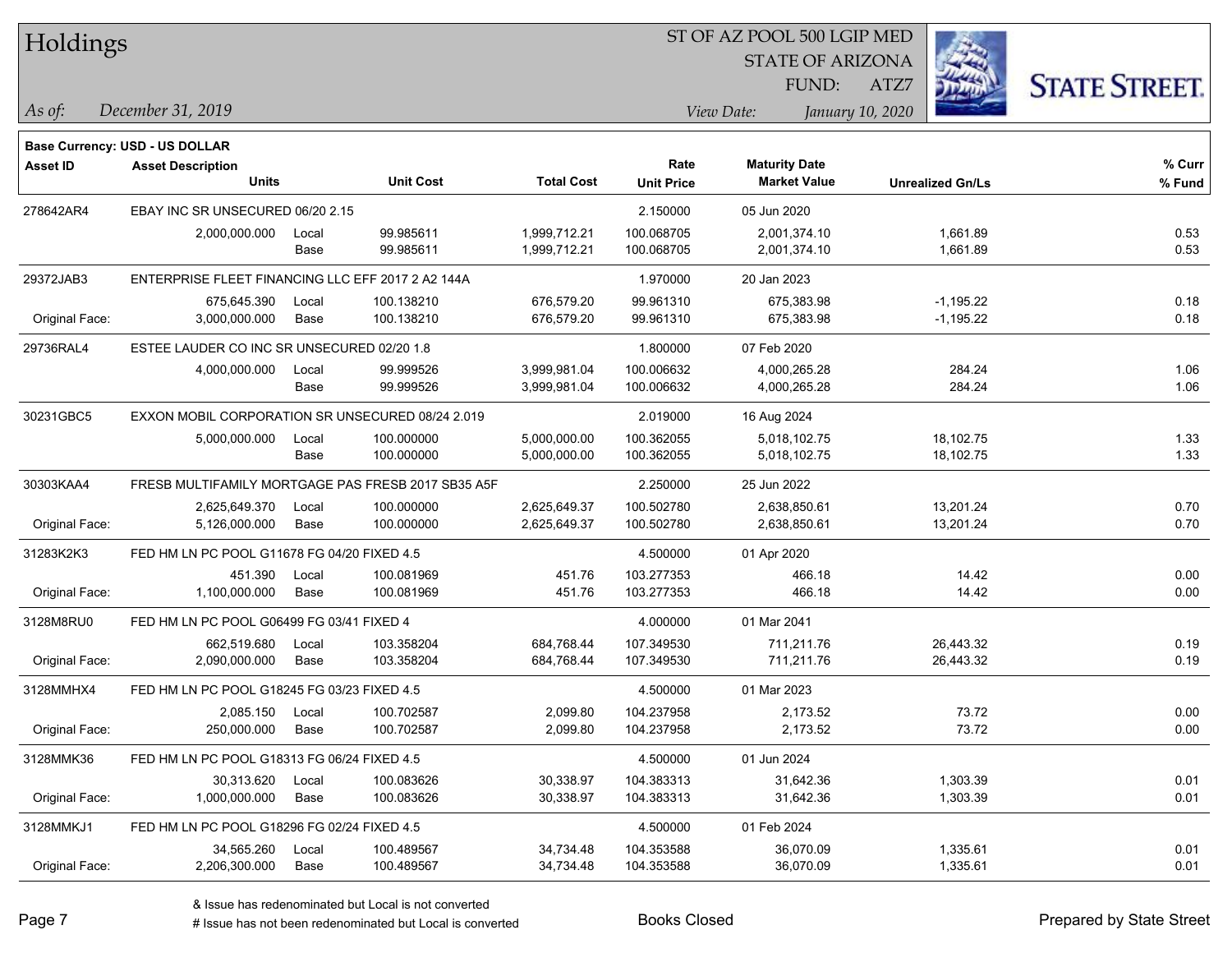# Holdings

ST OF AZ POOL 500 LGIP MED
STATE OF ARIZONA
FUND: ATZ7

*As of:* *December 31, 2019*

*View Date:* *January 10, 2020*

**Base Currency: USD - US DOLLAR**

| Asset ID | Asset Description / Units | | Unit Cost | Total Cost | Rate / Unit Price | Maturity Date / Market Value | Unrealized Gn/Ls | % Curr / % Fund |
|---|---|---|---|---|---|---|---|---|
| 278642AR4 | EBAY INC SR UNSECURED 06/20 2.15 | | | | 2.150000 | 05 Jun 2020 | | |
| | 2,000,000.000 | Local | 99.985611 | 1,999,712.21 | 100.068705 | 2,001,374.10 | 1,661.89 | 0.53 |
| | | Base | 99.985611 | 1,999,712.21 | 100.068705 | 2,001,374.10 | 1,661.89 | 0.53 |
| 29372JAB3 | ENTERPRISE FLEET FINANCING LLC EFF 2017 2 A2 144A | | | | 1.970000 | 20 Jan 2023 | | |
| | 675,645.390 | Local | 100.138210 | 676,579.20 | 99.961310 | 675,383.98 | -1,195.22 | 0.18 |
| Original Face: | 3,000,000.000 | Base | 100.138210 | 676,579.20 | 99.961310 | 675,383.98 | -1,195.22 | 0.18 |
| 29736RAL4 | ESTEE LAUDER CO INC SR UNSECURED 02/20 1.8 | | | | 1.800000 | 07 Feb 2020 | | |
| | 4,000,000.000 | Local | 99.999526 | 3,999,981.04 | 100.006632 | 4,000,265.28 | 284.24 | 1.06 |
| | | Base | 99.999526 | 3,999,981.04 | 100.006632 | 4,000,265.28 | 284.24 | 1.06 |
| 30231GBC5 | EXXON MOBIL CORPORATION SR UNSECURED 08/24 2.019 | | | | 2.019000 | 16 Aug 2024 | | |
| | 5,000,000.000 | Local | 100.000000 | 5,000,000.00 | 100.362055 | 5,018,102.75 | 18,102.75 | 1.33 |
| | | Base | 100.000000 | 5,000,000.00 | 100.362055 | 5,018,102.75 | 18,102.75 | 1.33 |
| 30303KAA4 | FRESB MULTIFAMILY MORTGAGE PAS FRESB 2017 SB35 A5F | | | | 2.250000 | 25 Jun 2022 | | |
| | 2,625,649.370 | Local | 100.000000 | 2,625,649.37 | 100.502780 | 2,638,850.61 | 13,201.24 | 0.70 |
| Original Face: | 5,126,000.000 | Base | 100.000000 | 2,625,649.37 | 100.502780 | 2,638,850.61 | 13,201.24 | 0.70 |
| 31283K2K3 | FED HM LN PC POOL G11678 FG 04/20 FIXED 4.5 | | | | 4.500000 | 01 Apr 2020 | | |
| | 451.390 | Local | 100.081969 | 451.76 | 103.277353 | 466.18 | 14.42 | 0.00 |
| Original Face: | 1,100,000.000 | Base | 100.081969 | 451.76 | 103.277353 | 466.18 | 14.42 | 0.00 |
| 3128M8RU0 | FED HM LN PC POOL G06499 FG 03/41 FIXED 4 | | | | 4.000000 | 01 Mar 2041 | | |
| | 662,519.680 | Local | 103.358204 | 684,768.44 | 107.349530 | 711,211.76 | 26,443.32 | 0.19 |
| Original Face: | 2,090,000.000 | Base | 103.358204 | 684,768.44 | 107.349530 | 711,211.76 | 26,443.32 | 0.19 |
| 3128MMHX4 | FED HM LN PC POOL G18245 FG 03/23 FIXED 4.5 | | | | 4.500000 | 01 Mar 2023 | | |
| | 2,085.150 | Local | 100.702587 | 2,099.80 | 104.237958 | 2,173.52 | 73.72 | 0.00 |
| Original Face: | 250,000.000 | Base | 100.702587 | 2,099.80 | 104.237958 | 2,173.52 | 73.72 | 0.00 |
| 3128MMK36 | FED HM LN PC POOL G18313 FG 06/24 FIXED 4.5 | | | | 4.500000 | 01 Jun 2024 | | |
| | 30,313.620 | Local | 100.083626 | 30,338.97 | 104.383313 | 31,642.36 | 1,303.39 | 0.01 |
| Original Face: | 1,000,000.000 | Base | 100.083626 | 30,338.97 | 104.383313 | 31,642.36 | 1,303.39 | 0.01 |
| 3128MMKJ1 | FED HM LN PC POOL G18296 FG 02/24 FIXED 4.5 | | | | 4.500000 | 01 Feb 2024 | | |
| | 34,565.260 | Local | 100.489567 | 34,734.48 | 104.353588 | 36,070.09 | 1,335.61 | 0.01 |
| Original Face: | 2,206,300.000 | Base | 100.489567 | 34,734.48 | 104.353588 | 36,070.09 | 1,335.61 | 0.01 |

& Issue has redenominated but Local is not converted
# Issue has not been redenominated but Local is converted

Books Closed

Prepared by State Street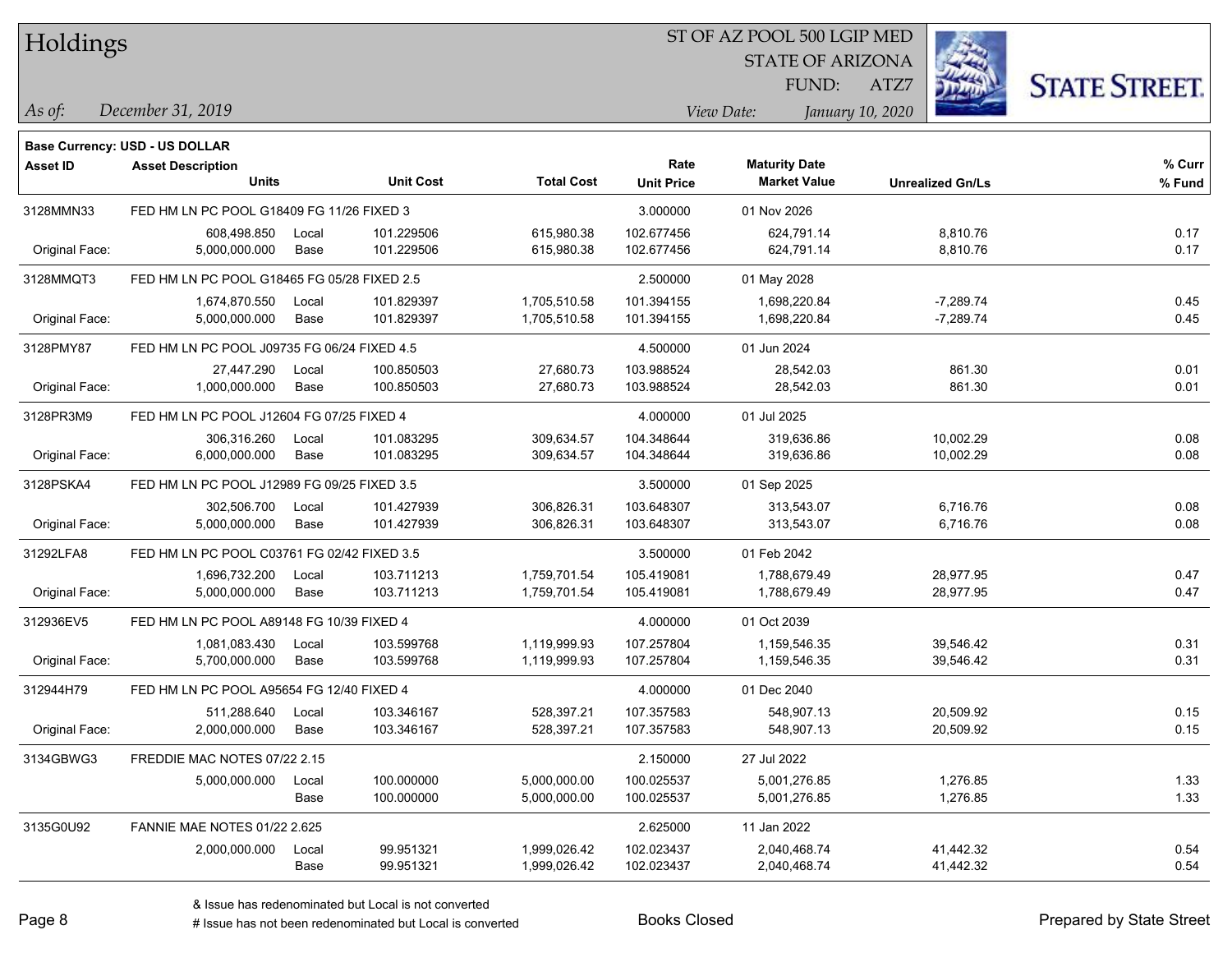# Holdings

ST OF AZ POOL 500 LGIP MED
STATE OF ARIZONA
FUND: ATZ7

*As of:* *December 31, 2019*

*View Date:* *January 10, 2020*

**Base Currency: USD - US DOLLAR**

| Asset ID | Asset Description / Units | | Unit Cost | Total Cost | Rate / Unit Price | Maturity Date / Market Value | Unrealized Gn/Ls | % Curr / % Fund |
|---|---|---|---|---|---|---|---|---|
| 3128MMN33 | FED HM LN PC POOL G18409 FG 11/26 FIXED 3 | | | | 3.000000 | 01 Nov 2026 | | |
| | 608,498.850 | Local | 101.229506 | 615,980.38 | 102.677456 | 624,791.14 | 8,810.76 | 0.17 |
| Original Face: | 5,000,000.000 | Base | 101.229506 | 615,980.38 | 102.677456 | 624,791.14 | 8,810.76 | 0.17 |
| 3128MMQT3 | FED HM LN PC POOL G18465 FG 05/28 FIXED 2.5 | | | | 2.500000 | 01 May 2028 | | |
| | 1,674,870.550 | Local | 101.829397 | 1,705,510.58 | 101.394155 | 1,698,220.84 | -7,289.74 | 0.45 |
| Original Face: | 5,000,000.000 | Base | 101.829397 | 1,705,510.58 | 101.394155 | 1,698,220.84 | -7,289.74 | 0.45 |
| 3128PMY87 | FED HM LN PC POOL J09735 FG 06/24 FIXED 4.5 | | | | 4.500000 | 01 Jun 2024 | | |
| | 27,447.290 | Local | 100.850503 | 27,680.73 | 103.988524 | 28,542.03 | 861.30 | 0.01 |
| Original Face: | 1,000,000.000 | Base | 100.850503 | 27,680.73 | 103.988524 | 28,542.03 | 861.30 | 0.01 |
| 3128PR3M9 | FED HM LN PC POOL J12604 FG 07/25 FIXED 4 | | | | 4.000000 | 01 Jul 2025 | | |
| | 306,316.260 | Local | 101.083295 | 309,634.57 | 104.348644 | 319,636.86 | 10,002.29 | 0.08 |
| Original Face: | 6,000,000.000 | Base | 101.083295 | 309,634.57 | 104.348644 | 319,636.86 | 10,002.29 | 0.08 |
| 3128PSKA4 | FED HM LN PC POOL J12989 FG 09/25 FIXED 3.5 | | | | 3.500000 | 01 Sep 2025 | | |
| | 302,506.700 | Local | 101.427939 | 306,826.31 | 103.648307 | 313,543.07 | 6,716.76 | 0.08 |
| Original Face: | 5,000,000.000 | Base | 101.427939 | 306,826.31 | 103.648307 | 313,543.07 | 6,716.76 | 0.08 |
| 31292LFA8 | FED HM LN PC POOL C03761 FG 02/42 FIXED 3.5 | | | | 3.500000 | 01 Feb 2042 | | |
| | 1,696,732.200 | Local | 103.711213 | 1,759,701.54 | 105.419081 | 1,788,679.49 | 28,977.95 | 0.47 |
| Original Face: | 5,000,000.000 | Base | 103.711213 | 1,759,701.54 | 105.419081 | 1,788,679.49 | 28,977.95 | 0.47 |
| 312936EV5 | FED HM LN PC POOL A89148 FG 10/39 FIXED 4 | | | | 4.000000 | 01 Oct 2039 | | |
| | 1,081,083.430 | Local | 103.599768 | 1,119,999.93 | 107.257804 | 1,159,546.35 | 39,546.42 | 0.31 |
| Original Face: | 5,700,000.000 | Base | 103.599768 | 1,119,999.93 | 107.257804 | 1,159,546.35 | 39,546.42 | 0.31 |
| 312944H79 | FED HM LN PC POOL A95654 FG 12/40 FIXED 4 | | | | 4.000000 | 01 Dec 2040 | | |
| | 511,288.640 | Local | 103.346167 | 528,397.21 | 107.357583 | 548,907.13 | 20,509.92 | 0.15 |
| Original Face: | 2,000,000.000 | Base | 103.346167 | 528,397.21 | 107.357583 | 548,907.13 | 20,509.92 | 0.15 |
| 3134GBWG3 | FREDDIE MAC NOTES 07/22 2.15 | | | | 2.150000 | 27 Jul 2022 | | |
| | 5,000,000.000 | Local | 100.000000 | 5,000,000.00 | 100.025537 | 5,001,276.85 | 1,276.85 | 1.33 |
| | | Base | 100.000000 | 5,000,000.00 | 100.025537 | 5,001,276.85 | 1,276.85 | 1.33 |
| 3135G0U92 | FANNIE MAE NOTES 01/22 2.625 | | | | 2.625000 | 11 Jan 2022 | | |
| | 2,000,000.000 | Local | 99.951321 | 1,999,026.42 | 102.023437 | 2,040,468.74 | 41,442.32 | 0.54 |
| | | Base | 99.951321 | 1,999,026.42 | 102.023437 | 2,040,468.74 | 41,442.32 | 0.54 |

& Issue has redenominated but Local is not converted
# Issue has not been redenominated but Local is converted

Books Closed

Prepared by State Street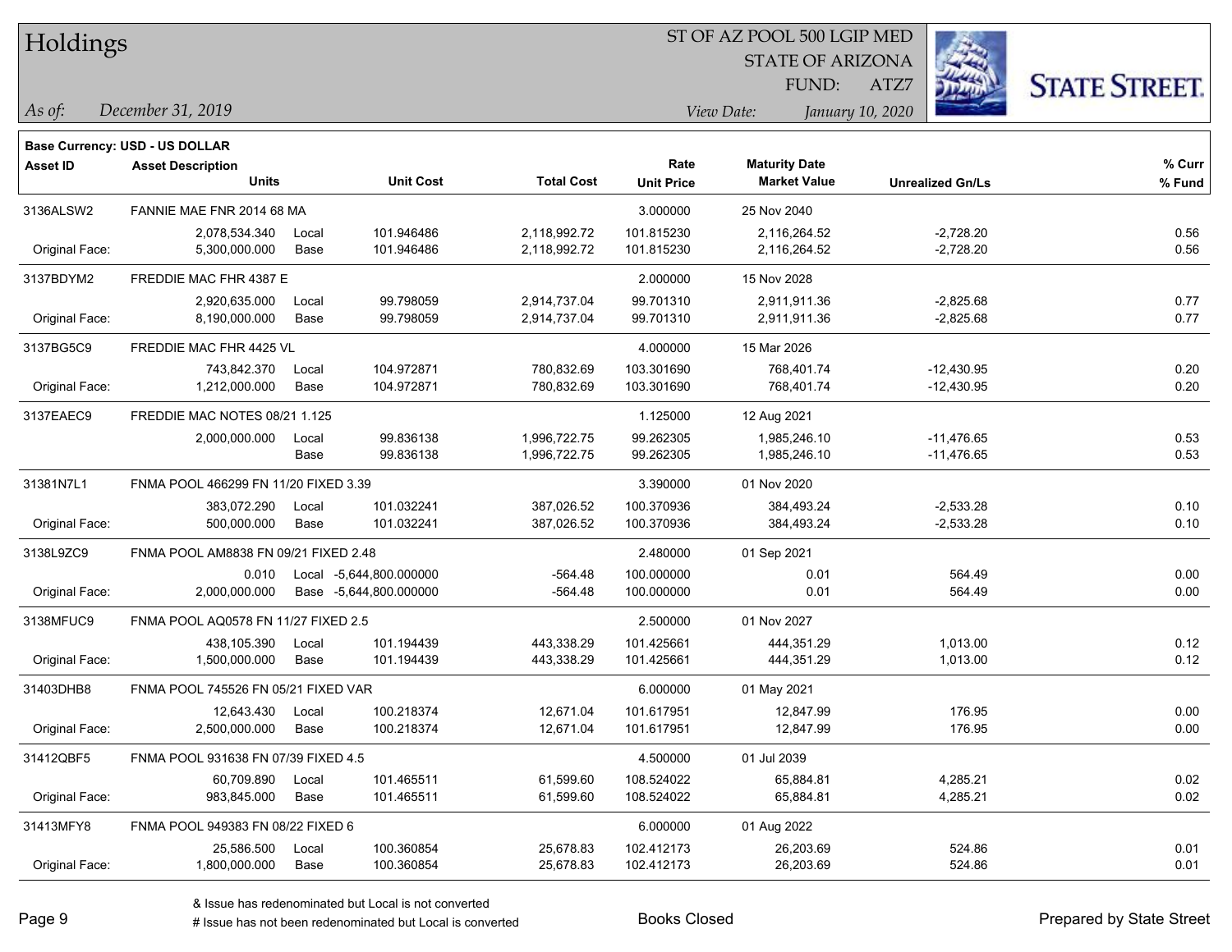# Holdings

ST OF AZ POOL 500 LGIP MED
STATE OF ARIZONA
FUND: ATZ7

*As of:* *December 31, 2019*

*View Date:* *January 10, 2020*

**Base Currency: USD - US DOLLAR**

| Asset ID | Asset Description / Units | | Unit Cost | Total Cost | Rate / Unit Price | Maturity Date / Market Value | Unrealized Gn/Ls | % Curr / % Fund |
|---|---|---|---|---|---|---|---|---|
| 3136ALSW2 | FANNIE MAE FNR 2014 68 MA | | | | 3.000000 | 25 Nov 2040 | | |
| | 2,078,534.340 | Local | 101.946486 | 2,118,992.72 | 101.815230 | 2,116,264.52 | -2,728.20 | 0.56 |
| Original Face: | 5,300,000.000 | Base | 101.946486 | 2,118,992.72 | 101.815230 | 2,116,264.52 | -2,728.20 | 0.56 |
| 3137BDYM2 | FREDDIE MAC FHR 4387 E | | | | 2.000000 | 15 Nov 2028 | | |
| | 2,920,635.000 | Local | 99.798059 | 2,914,737.04 | 99.701310 | 2,911,911.36 | -2,825.68 | 0.77 |
| Original Face: | 8,190,000.000 | Base | 99.798059 | 2,914,737.04 | 99.701310 | 2,911,911.36 | -2,825.68 | 0.77 |
| 3137BG5C9 | FREDDIE MAC FHR 4425 VL | | | | 4.000000 | 15 Mar 2026 | | |
| | 743,842.370 | Local | 104.972871 | 780,832.69 | 103.301690 | 768,401.74 | -12,430.95 | 0.20 |
| Original Face: | 1,212,000.000 | Base | 104.972871 | 780,832.69 | 103.301690 | 768,401.74 | -12,430.95 | 0.20 |
| 3137EAEC9 | FREDDIE MAC NOTES 08/21 1.125 | | | | 1.125000 | 12 Aug 2021 | | |
| | 2,000,000.000 | Local | 99.836138 | 1,996,722.75 | 99.262305 | 1,985,246.10 | -11,476.65 | 0.53 |
| | | Base | 99.836138 | 1,996,722.75 | 99.262305 | 1,985,246.10 | -11,476.65 | 0.53 |
| 31381N7L1 | FNMA POOL 466299 FN 11/20 FIXED 3.39 | | | | 3.390000 | 01 Nov 2020 | | |
| | 383,072.290 | Local | 101.032241 | 387,026.52 | 100.370936 | 384,493.24 | -2,533.28 | 0.10 |
| Original Face: | 500,000.000 | Base | 101.032241 | 387,026.52 | 100.370936 | 384,493.24 | -2,533.28 | 0.10 |
| 3138L9ZC9 | FNMA POOL AM8838 FN 09/21 FIXED 2.48 | | | | 2.480000 | 01 Sep 2021 | | |
| | 0.010 | Local | -5,644,800.000000 | -564.48 | 100.000000 | 0.01 | 564.49 | 0.00 |
| Original Face: | 2,000,000.000 | Base | -5,644,800.000000 | -564.48 | 100.000000 | 0.01 | 564.49 | 0.00 |
| 3138MFUC9 | FNMA POOL AQ0578 FN 11/27 FIXED 2.5 | | | | 2.500000 | 01 Nov 2027 | | |
| | 438,105.390 | Local | 101.194439 | 443,338.29 | 101.425661 | 444,351.29 | 1,013.00 | 0.12 |
| Original Face: | 1,500,000.000 | Base | 101.194439 | 443,338.29 | 101.425661 | 444,351.29 | 1,013.00 | 0.12 |
| 31403DHB8 | FNMA POOL 745526 FN 05/21 FIXED VAR | | | | 6.000000 | 01 May 2021 | | |
| | 12,643.430 | Local | 100.218374 | 12,671.04 | 101.617951 | 12,847.99 | 176.95 | 0.00 |
| Original Face: | 2,500,000.000 | Base | 100.218374 | 12,671.04 | 101.617951 | 12,847.99 | 176.95 | 0.00 |
| 31412QBF5 | FNMA POOL 931638 FN 07/39 FIXED 4.5 | | | | 4.500000 | 01 Jul 2039 | | |
| | 60,709.890 | Local | 101.465511 | 61,599.60 | 108.524022 | 65,884.81 | 4,285.21 | 0.02 |
| Original Face: | 983,845.000 | Base | 101.465511 | 61,599.60 | 108.524022 | 65,884.81 | 4,285.21 | 0.02 |
| 31413MFY8 | FNMA POOL 949383 FN 08/22 FIXED 6 | | | | 6.000000 | 01 Aug 2022 | | |
| | 25,586.500 | Local | 100.360854 | 25,678.83 | 102.412173 | 26,203.69 | 524.86 | 0.01 |
| Original Face: | 1,800,000.000 | Base | 100.360854 | 25,678.83 | 102.412173 | 26,203.69 | 524.86 | 0.01 |

& Issue has redenominated but Local is not converted
# Issue has not been redenominated but Local is converted

Books Closed

Prepared by State Street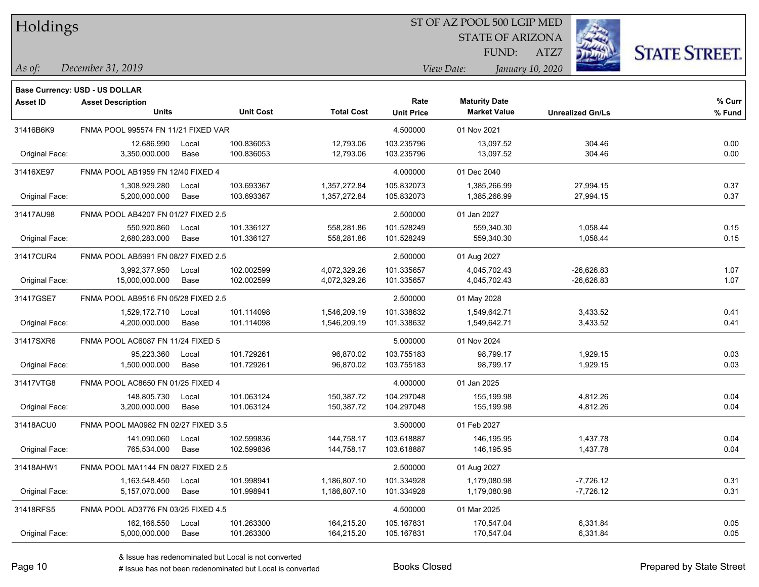# Holdings

ST OF AZ POOL 500 LGIP MED
STATE OF ARIZONA
FUND: ATZ7

*As of:* *December 31, 2019*

*View Date:* *January 10, 2020*

**Base Currency: USD - US DOLLAR**

| Asset ID | Asset Description / Units | | Unit Cost | Total Cost | Rate / Unit Price | Maturity Date / Market Value | Unrealized Gn/Ls | % Curr / % Fund |
|---|---|---|---|---|---|---|---|---|
| 31416B6K9 | FNMA POOL 995574 FN 11/21 FIXED VAR | | | | 4.500000 | 01 Nov 2021 | | |
| | 12,686.990 | Local | 100.836053 | 12,793.06 | 103.235796 | 13,097.52 | 304.46 | 0.00 |
| Original Face: | 3,350,000.000 | Base | 100.836053 | 12,793.06 | 103.235796 | 13,097.52 | 304.46 | 0.00 |
| 31416XE97 | FNMA POOL AB1959 FN 12/40 FIXED 4 | | | | 4.000000 | 01 Dec 2040 | | |
| | 1,308,929.280 | Local | 103.693367 | 1,357,272.84 | 105.832073 | 1,385,266.99 | 27,994.15 | 0.37 |
| Original Face: | 5,200,000.000 | Base | 103.693367 | 1,357,272.84 | 105.832073 | 1,385,266.99 | 27,994.15 | 0.37 |
| 31417AU98 | FNMA POOL AB4207 FN 01/27 FIXED 2.5 | | | | 2.500000 | 01 Jan 2027 | | |
| | 550,920.860 | Local | 101.336127 | 558,281.86 | 101.528249 | 559,340.30 | 1,058.44 | 0.15 |
| Original Face: | 2,680,283.000 | Base | 101.336127 | 558,281.86 | 101.528249 | 559,340.30 | 1,058.44 | 0.15 |
| 31417CUR4 | FNMA POOL AB5991 FN 08/27 FIXED 2.5 | | | | 2.500000 | 01 Aug 2027 | | |
| | 3,992,377.950 | Local | 102.002599 | 4,072,329.26 | 101.335657 | 4,045,702.43 | -26,626.83 | 1.07 |
| Original Face: | 15,000,000.000 | Base | 102.002599 | 4,072,329.26 | 101.335657 | 4,045,702.43 | -26,626.83 | 1.07 |
| 31417GSE7 | FNMA POOL AB9516 FN 05/28 FIXED 2.5 | | | | 2.500000 | 01 May 2028 | | |
| | 1,529,172.710 | Local | 101.114098 | 1,546,209.19 | 101.338632 | 1,549,642.71 | 3,433.52 | 0.41 |
| Original Face: | 4,200,000.000 | Base | 101.114098 | 1,546,209.19 | 101.338632 | 1,549,642.71 | 3,433.52 | 0.41 |
| 31417SXR6 | FNMA POOL AC6087 FN 11/24 FIXED 5 | | | | 5.000000 | 01 Nov 2024 | | |
| | 95,223.360 | Local | 101.729261 | 96,870.02 | 103.755183 | 98,799.17 | 1,929.15 | 0.03 |
| Original Face: | 1,500,000.000 | Base | 101.729261 | 96,870.02 | 103.755183 | 98,799.17 | 1,929.15 | 0.03 |
| 31417VTG8 | FNMA POOL AC8650 FN 01/25 FIXED 4 | | | | 4.000000 | 01 Jan 2025 | | |
| | 148,805.730 | Local | 101.063124 | 150,387.72 | 104.297048 | 155,199.98 | 4,812.26 | 0.04 |
| Original Face: | 3,200,000.000 | Base | 101.063124 | 150,387.72 | 104.297048 | 155,199.98 | 4,812.26 | 0.04 |
| 31418ACU0 | FNMA POOL MA0982 FN 02/27 FIXED 3.5 | | | | 3.500000 | 01 Feb 2027 | | |
| | 141,090.060 | Local | 102.599836 | 144,758.17 | 103.618887 | 146,195.95 | 1,437.78 | 0.04 |
| Original Face: | 765,534.000 | Base | 102.599836 | 144,758.17 | 103.618887 | 146,195.95 | 1,437.78 | 0.04 |
| 31418AHW1 | FNMA POOL MA1144 FN 08/27 FIXED 2.5 | | | | 2.500000 | 01 Aug 2027 | | |
| | 1,163,548.450 | Local | 101.998941 | 1,186,807.10 | 101.334928 | 1,179,080.98 | -7,726.12 | 0.31 |
| Original Face: | 5,157,070.000 | Base | 101.998941 | 1,186,807.10 | 101.334928 | 1,179,080.98 | -7,726.12 | 0.31 |
| 31418RFS5 | FNMA POOL AD3776 FN 03/25 FIXED 4.5 | | | | 4.500000 | 01 Mar 2025 | | |
| | 162,166.550 | Local | 101.263300 | 164,215.20 | 105.167831 | 170,547.04 | 6,331.84 | 0.05 |
| Original Face: | 5,000,000.000 | Base | 101.263300 | 164,215.20 | 105.167831 | 170,547.04 | 6,331.84 | 0.05 |

& Issue has redenominated but Local is not converted
# Issue has not been redenominated but Local is converted

Books Closed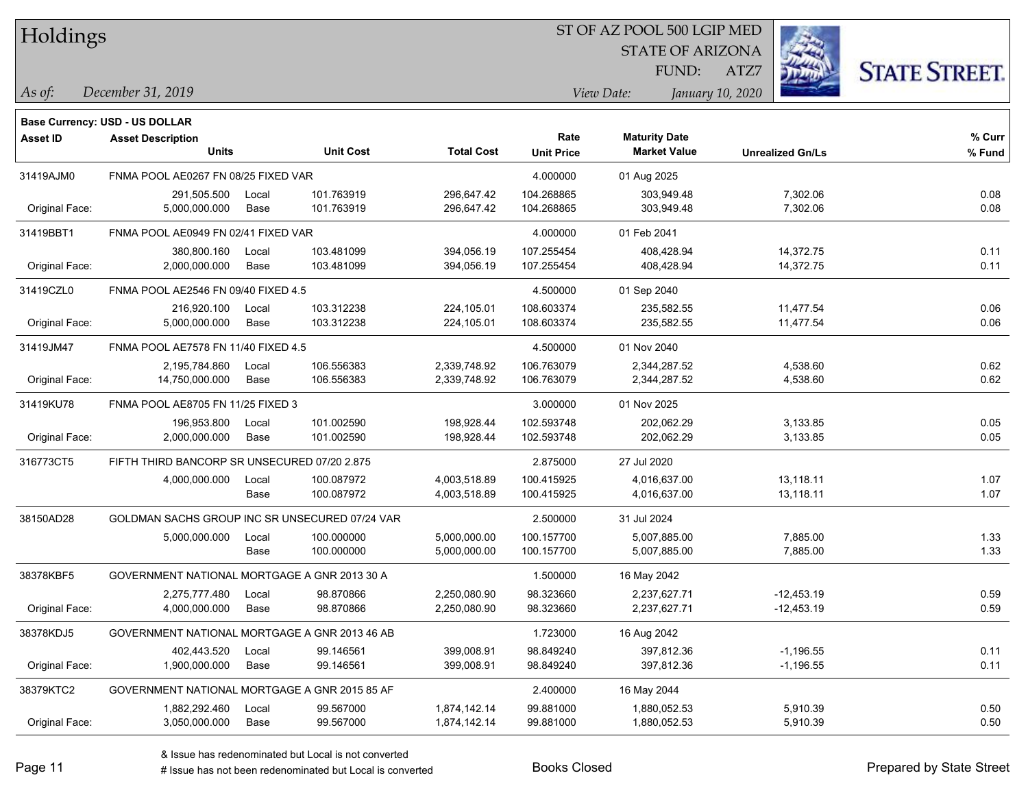# Holdings

ST OF AZ POOL 500 LGIP MED
STATE OF ARIZONA
FUND: ATZ7

*As of:* *December 31, 2019*

*View Date:* *January 10, 2020*

**Base Currency: USD - US DOLLAR**

| Asset ID | Asset Description / Units | | Unit Cost | Total Cost | Rate / Unit Price | Maturity Date / Market Value | Unrealized Gn/Ls | % Curr / % Fund |
|---|---|---|---|---|---|---|---|---|
| 31419AJM0 | FNMA POOL AE0267 FN 08/25 FIXED VAR | | | | 4.000000 | 01 Aug 2025 | | |
| | 291,505.500 | Local | 101.763919 | 296,647.42 | 104.268865 | 303,949.48 | 7,302.06 | 0.08 |
| Original Face: | 5,000,000.000 | Base | 101.763919 | 296,647.42 | 104.268865 | 303,949.48 | 7,302.06 | 0.08 |
| 31419BBT1 | FNMA POOL AE0949 FN 02/41 FIXED VAR | | | | 4.000000 | 01 Feb 2041 | | |
| | 380,800.160 | Local | 103.481099 | 394,056.19 | 107.255454 | 408,428.94 | 14,372.75 | 0.11 |
| Original Face: | 2,000,000.000 | Base | 103.481099 | 394,056.19 | 107.255454 | 408,428.94 | 14,372.75 | 0.11 |
| 31419CZL0 | FNMA POOL AE2546 FN 09/40 FIXED 4.5 | | | | 4.500000 | 01 Sep 2040 | | |
| | 216,920.100 | Local | 103.312238 | 224,105.01 | 108.603374 | 235,582.55 | 11,477.54 | 0.06 |
| Original Face: | 5,000,000.000 | Base | 103.312238 | 224,105.01 | 108.603374 | 235,582.55 | 11,477.54 | 0.06 |
| 31419JM47 | FNMA POOL AE7578 FN 11/40 FIXED 4.5 | | | | 4.500000 | 01 Nov 2040 | | |
| | 2,195,784.860 | Local | 106.556383 | 2,339,748.92 | 106.763079 | 2,344,287.52 | 4,538.60 | 0.62 |
| Original Face: | 14,750,000.000 | Base | 106.556383 | 2,339,748.92 | 106.763079 | 2,344,287.52 | 4,538.60 | 0.62 |
| 31419KU78 | FNMA POOL AE8705 FN 11/25 FIXED 3 | | | | 3.000000 | 01 Nov 2025 | | |
| | 196,953.800 | Local | 101.002590 | 198,928.44 | 102.593748 | 202,062.29 | 3,133.85 | 0.05 |
| Original Face: | 2,000,000.000 | Base | 101.002590 | 198,928.44 | 102.593748 | 202,062.29 | 3,133.85 | 0.05 |
| 316773CT5 | FIFTH THIRD BANCORP SR UNSECURED 07/20 2.875 | | | | 2.875000 | 27 Jul 2020 | | |
| | 4,000,000.000 | Local | 100.087972 | 4,003,518.89 | 100.415925 | 4,016,637.00 | 13,118.11 | 1.07 |
| | | Base | 100.087972 | 4,003,518.89 | 100.415925 | 4,016,637.00 | 13,118.11 | 1.07 |
| 38150AD28 | GOLDMAN SACHS GROUP INC SR UNSECURED 07/24 VAR | | | | 2.500000 | 31 Jul 2024 | | |
| | 5,000,000.000 | Local | 100.000000 | 5,000,000.00 | 100.157700 | 5,007,885.00 | 7,885.00 | 1.33 |
| | | Base | 100.000000 | 5,000,000.00 | 100.157700 | 5,007,885.00 | 7,885.00 | 1.33 |
| 38378KBF5 | GOVERNMENT NATIONAL MORTGAGE A GNR 2013 30 A | | | | 1.500000 | 16 May 2042 | | |
| | 2,275,777.480 | Local | 98.870866 | 2,250,080.90 | 98.323660 | 2,237,627.71 | -12,453.19 | 0.59 |
| Original Face: | 4,000,000.000 | Base | 98.870866 | 2,250,080.90 | 98.323660 | 2,237,627.71 | -12,453.19 | 0.59 |
| 38378KDJ5 | GOVERNMENT NATIONAL MORTGAGE A GNR 2013 46 AB | | | | 1.723000 | 16 Aug 2042 | | |
| | 402,443.520 | Local | 99.146561 | 399,008.91 | 98.849240 | 397,812.36 | -1,196.55 | 0.11 |
| Original Face: | 1,900,000.000 | Base | 99.146561 | 399,008.91 | 98.849240 | 397,812.36 | -1,196.55 | 0.11 |
| 38379KTC2 | GOVERNMENT NATIONAL MORTGAGE A GNR 2015 85 AF | | | | 2.400000 | 16 May 2044 | | |
| | 1,882,292.460 | Local | 99.567000 | 1,874,142.14 | 99.881000 | 1,880,052.53 | 5,910.39 | 0.50 |
| Original Face: | 3,050,000.000 | Base | 99.567000 | 1,874,142.14 | 99.881000 | 1,880,052.53 | 5,910.39 | 0.50 |

& Issue has redenominated but Local is not converted
# Issue has not been redenominated but Local is converted

Books Closed

Prepared by State Street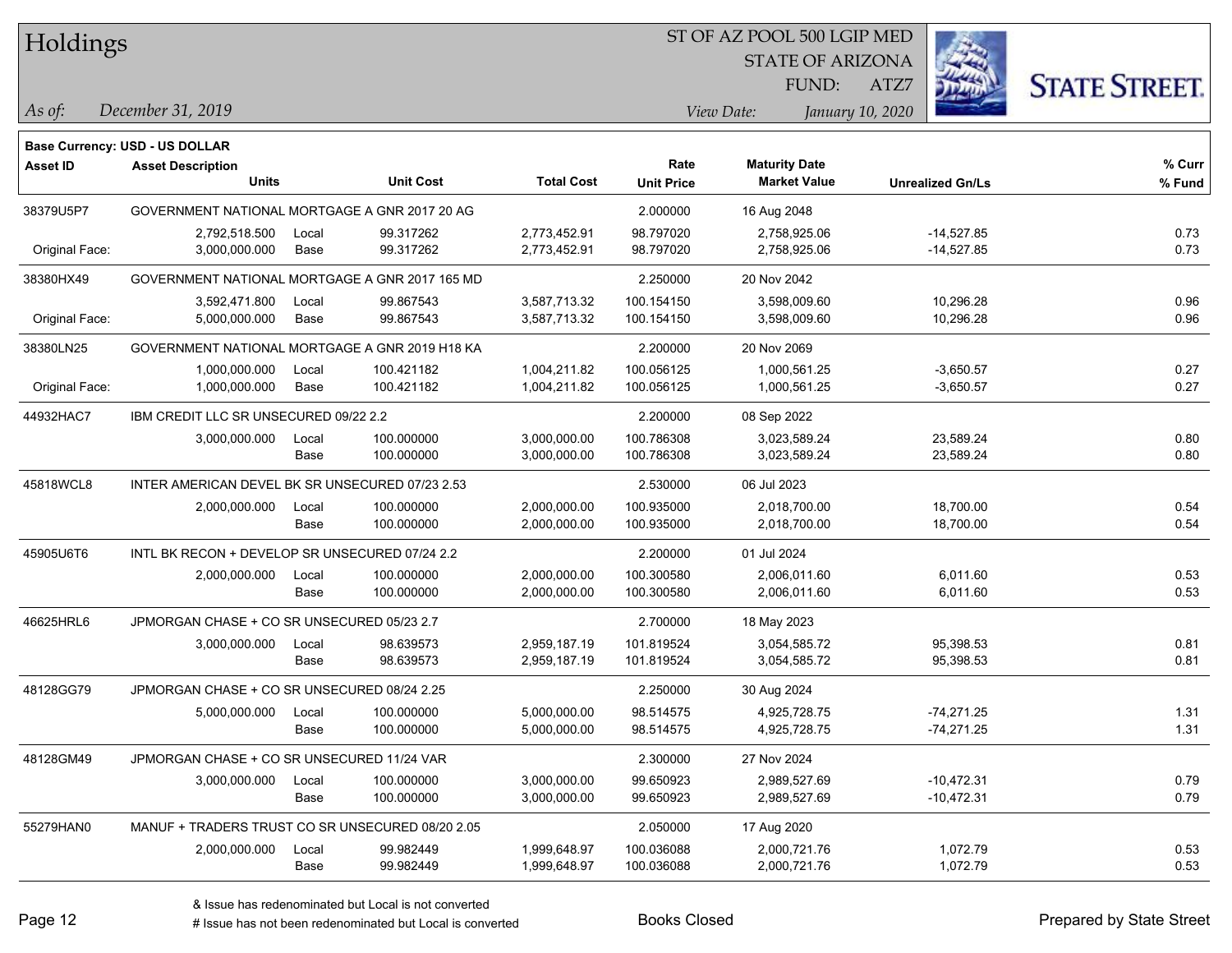# Holdings

ST OF AZ POOL 500 LGIP MED
STATE OF ARIZONA
FUND: ATZ7

*As of: December 31, 2019*

*View Date: January 10, 2020*

**Base Currency: USD - US DOLLAR**

| Asset ID | Asset Description / Units | | Unit Cost | Total Cost | Rate / Unit Price | Maturity Date / Market Value | Unrealized Gn/Ls | % Curr / % Fund |
|---|---|---|---|---|---|---|---|---|
| 38379U5P7 | GOVERNMENT NATIONAL MORTGAGE A GNR 2017 20 AG | | | | 2.000000 | 16 Aug 2048 | | |
| | 2,792,518.500 | Local | 99.317262 | 2,773,452.91 | 98.797020 | 2,758,925.06 | -14,527.85 | 0.73 |
| Original Face: | 3,000,000.000 | Base | 99.317262 | 2,773,452.91 | 98.797020 | 2,758,925.06 | -14,527.85 | 0.73 |
| 38380HX49 | GOVERNMENT NATIONAL MORTGAGE A GNR 2017 165 MD | | | | 2.250000 | 20 Nov 2042 | | |
| | 3,592,471.800 | Local | 99.867543 | 3,587,713.32 | 100.154150 | 3,598,009.60 | 10,296.28 | 0.96 |
| Original Face: | 5,000,000.000 | Base | 99.867543 | 3,587,713.32 | 100.154150 | 3,598,009.60 | 10,296.28 | 0.96 |
| 38380LN25 | GOVERNMENT NATIONAL MORTGAGE A GNR 2019 H18 KA | | | | 2.200000 | 20 Nov 2069 | | |
| | 1,000,000.000 | Local | 100.421182 | 1,004,211.82 | 100.056125 | 1,000,561.25 | -3,650.57 | 0.27 |
| Original Face: | 1,000,000.000 | Base | 100.421182 | 1,004,211.82 | 100.056125 | 1,000,561.25 | -3,650.57 | 0.27 |
| 44932HAC7 | IBM CREDIT LLC SR UNSECURED 09/22 2.2 | | | | 2.200000 | 08 Sep 2022 | | |
| | 3,000,000.000 | Local | 100.000000 | 3,000,000.00 | 100.786308 | 3,023,589.24 | 23,589.24 | 0.80 |
| | | Base | 100.000000 | 3,000,000.00 | 100.786308 | 3,023,589.24 | 23,589.24 | 0.80 |
| 45818WCL8 | INTER AMERICAN DEVEL BK SR UNSECURED 07/23 2.53 | | | | 2.530000 | 06 Jul 2023 | | |
| | 2,000,000.000 | Local | 100.000000 | 2,000,000.00 | 100.935000 | 2,018,700.00 | 18,700.00 | 0.54 |
| | | Base | 100.000000 | 2,000,000.00 | 100.935000 | 2,018,700.00 | 18,700.00 | 0.54 |
| 45905U6T6 | INTL BK RECON + DEVELOP SR UNSECURED 07/24 2.2 | | | | 2.200000 | 01 Jul 2024 | | |
| | 2,000,000.000 | Local | 100.000000 | 2,000,000.00 | 100.300580 | 2,006,011.60 | 6,011.60 | 0.53 |
| | | Base | 100.000000 | 2,000,000.00 | 100.300580 | 2,006,011.60 | 6,011.60 | 0.53 |
| 46625HRL6 | JPMORGAN CHASE + CO SR UNSECURED 05/23 2.7 | | | | 2.700000 | 18 May 2023 | | |
| | 3,000,000.000 | Local | 98.639573 | 2,959,187.19 | 101.819524 | 3,054,585.72 | 95,398.53 | 0.81 |
| | | Base | 98.639573 | 2,959,187.19 | 101.819524 | 3,054,585.72 | 95,398.53 | 0.81 |
| 48128GG79 | JPMORGAN CHASE + CO SR UNSECURED 08/24 2.25 | | | | 2.250000 | 30 Aug 2024 | | |
| | 5,000,000.000 | Local | 100.000000 | 5,000,000.00 | 98.514575 | 4,925,728.75 | -74,271.25 | 1.31 |
| | | Base | 100.000000 | 5,000,000.00 | 98.514575 | 4,925,728.75 | -74,271.25 | 1.31 |
| 48128GM49 | JPMORGAN CHASE + CO SR UNSECURED 11/24 VAR | | | | 2.300000 | 27 Nov 2024 | | |
| | 3,000,000.000 | Local | 100.000000 | 3,000,000.00 | 99.650923 | 2,989,527.69 | -10,472.31 | 0.79 |
| | | Base | 100.000000 | 3,000,000.00 | 99.650923 | 2,989,527.69 | -10,472.31 | 0.79 |
| 55279HAN0 | MANUF + TRADERS TRUST CO SR UNSECURED 08/20 2.05 | | | | 2.050000 | 17 Aug 2020 | | |
| | 2,000,000.000 | Local | 99.982449 | 1,999,648.97 | 100.036088 | 2,000,721.76 | 1,072.79 | 0.53 |
| | | Base | 99.982449 | 1,999,648.97 | 100.036088 | 2,000,721.76 | 1,072.79 | 0.53 |

& Issue has redenominated but Local is not converted

# Issue has not been redenominated but Local is converted

Books Closed

Prepared by State Street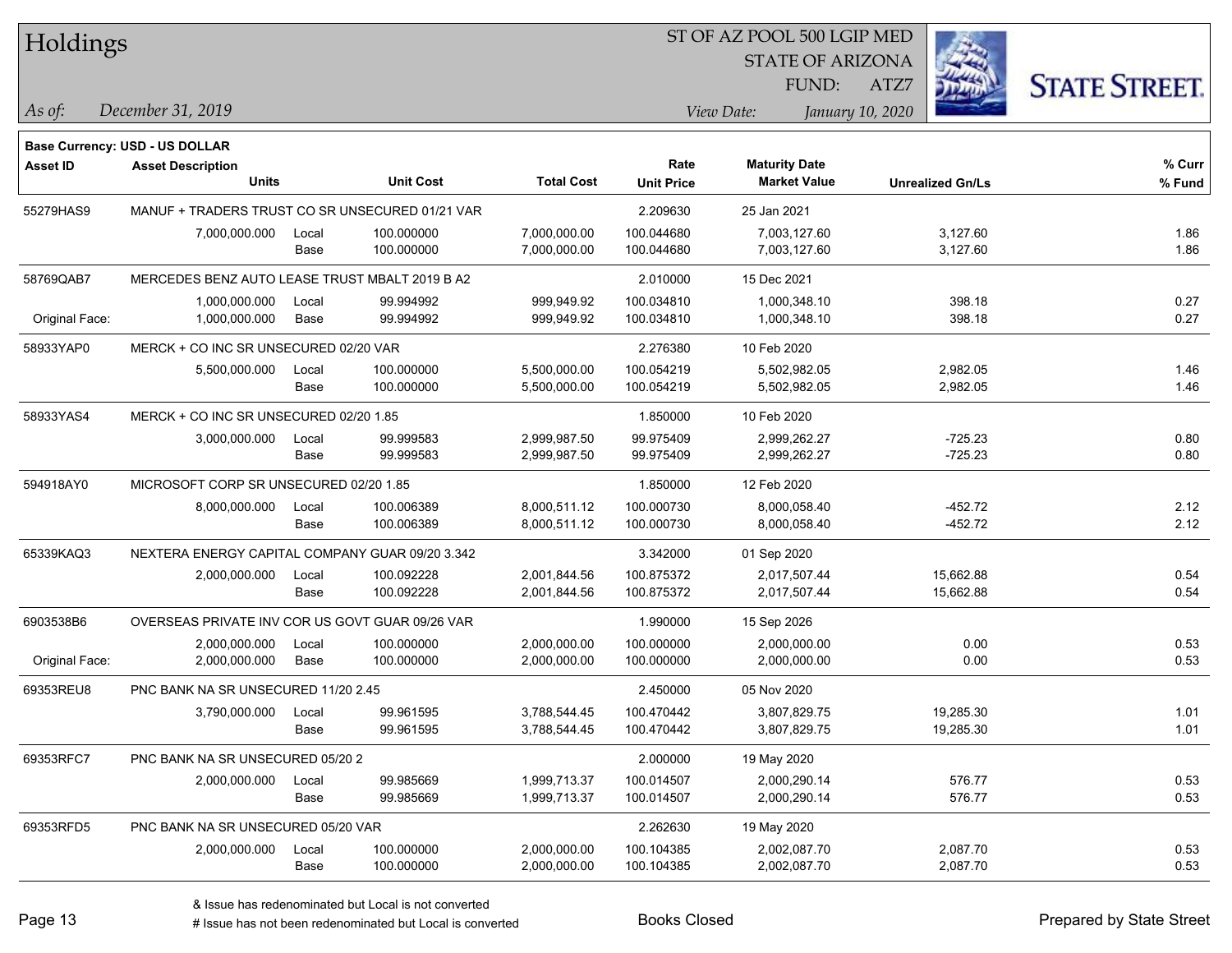# Holdings

ST OF AZ POOL 500 LGIP MED
STATE OF ARIZONA
FUND: ATZ7

*As of:* December 31, 2019

*View Date:* January 10, 2020

**Base Currency: USD - US DOLLAR**

| Asset ID | Asset Description / Units | | Unit Cost | Total Cost | Rate / Unit Price | Maturity Date / Market Value | Unrealized Gn/Ls | % Curr / % Fund |
|---|---|---|---|---|---|---|---|---|
| 55279HAS9 | MANUF + TRADERS TRUST CO SR UNSECURED 01/21 VAR | | | | 2.209630 | 25 Jan 2021 | | |
| | 7,000,000.000 | Local | 100.000000 | 7,000,000.00 | 100.044680 | 7,003,127.60 | 3,127.60 | 1.86 |
| | | Base | 100.000000 | 7,000,000.00 | 100.044680 | 7,003,127.60 | 3,127.60 | 1.86 |
| 58769QAB7 | MERCEDES BENZ AUTO LEASE TRUST MBALT 2019 B A2 | | | | 2.010000 | 15 Dec 2021 | | |
| | 1,000,000.000 | Local | 99.994992 | 999,949.92 | 100.034810 | 1,000,348.10 | 398.18 | 0.27 |
| Original Face: | 1,000,000.000 | Base | 99.994992 | 999,949.92 | 100.034810 | 1,000,348.10 | 398.18 | 0.27 |
| 58933YAP0 | MERCK + CO INC SR UNSECURED 02/20 VAR | | | | 2.276380 | 10 Feb 2020 | | |
| | 5,500,000.000 | Local | 100.000000 | 5,500,000.00 | 100.054219 | 5,502,982.05 | 2,982.05 | 1.46 |
| | | Base | 100.000000 | 5,500,000.00 | 100.054219 | 5,502,982.05 | 2,982.05 | 1.46 |
| 58933YAS4 | MERCK + CO INC SR UNSECURED 02/20 1.85 | | | | 1.850000 | 10 Feb 2020 | | |
| | 3,000,000.000 | Local | 99.999583 | 2,999,987.50 | 99.975409 | 2,999,262.27 | -725.23 | 0.80 |
| | | Base | 99.999583 | 2,999,987.50 | 99.975409 | 2,999,262.27 | -725.23 | 0.80 |
| 594918AY0 | MICROSOFT CORP SR UNSECURED 02/20 1.85 | | | | 1.850000 | 12 Feb 2020 | | |
| | 8,000,000.000 | Local | 100.006389 | 8,000,511.12 | 100.000730 | 8,000,058.40 | -452.72 | 2.12 |
| | | Base | 100.006389 | 8,000,511.12 | 100.000730 | 8,000,058.40 | -452.72 | 2.12 |
| 65339KAQ3 | NEXTERA ENERGY CAPITAL COMPANY GUAR 09/20 3.342 | | | | 3.342000 | 01 Sep 2020 | | |
| | 2,000,000.000 | Local | 100.092228 | 2,001,844.56 | 100.875372 | 2,017,507.44 | 15,662.88 | 0.54 |
| | | Base | 100.092228 | 2,001,844.56 | 100.875372 | 2,017,507.44 | 15,662.88 | 0.54 |
| 6903538B6 | OVERSEAS PRIVATE INV COR US GOVT GUAR 09/26 VAR | | | | 1.990000 | 15 Sep 2026 | | |
| | 2,000,000.000 | Local | 100.000000 | 2,000,000.00 | 100.000000 | 2,000,000.00 | 0.00 | 0.53 |
| Original Face: | 2,000,000.000 | Base | 100.000000 | 2,000,000.00 | 100.000000 | 2,000,000.00 | 0.00 | 0.53 |
| 69353REU8 | PNC BANK NA SR UNSECURED 11/20 2.45 | | | | 2.450000 | 05 Nov 2020 | | |
| | 3,790,000.000 | Local | 99.961595 | 3,788,544.45 | 100.470442 | 3,807,829.75 | 19,285.30 | 1.01 |
| | | Base | 99.961595 | 3,788,544.45 | 100.470442 | 3,807,829.75 | 19,285.30 | 1.01 |
| 69353RFC7 | PNC BANK NA SR UNSECURED 05/20 2 | | | | 2.000000 | 19 May 2020 | | |
| | 2,000,000.000 | Local | 99.985669 | 1,999,713.37 | 100.014507 | 2,000,290.14 | 576.77 | 0.53 |
| | | Base | 99.985669 | 1,999,713.37 | 100.014507 | 2,000,290.14 | 576.77 | 0.53 |
| 69353RFD5 | PNC BANK NA SR UNSECURED 05/20 VAR | | | | 2.262630 | 19 May 2020 | | |
| | 2,000,000.000 | Local | 100.000000 | 2,000,000.00 | 100.104385 | 2,002,087.70 | 2,087.70 | 0.53 |
| | | Base | 100.000000 | 2,000,000.00 | 100.104385 | 2,002,087.70 | 2,087.70 | 0.53 |

& Issue has redenominated but Local is not converted
# Issue has not been redenominated but Local is converted

Books Closed

Prepared by State Street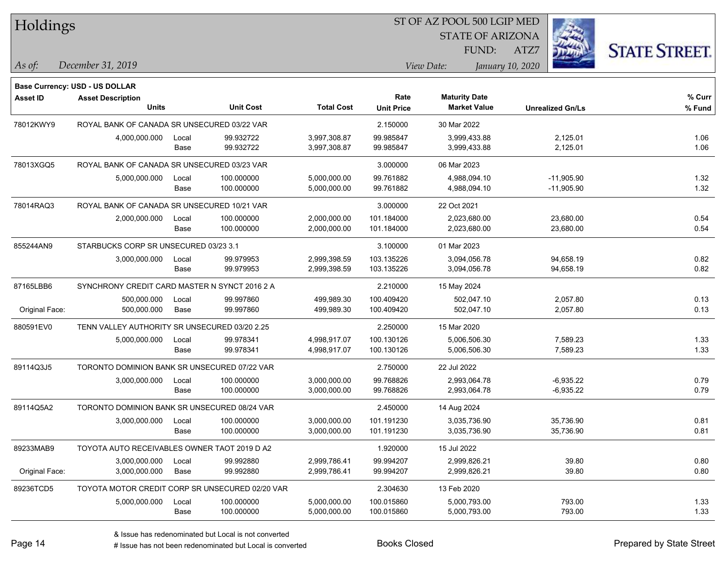# Holdings

ST OF AZ POOL 500 LGIP MED
STATE OF ARIZONA
FUND: ATZ7

*As of:* *December 31, 2019*
*View Date:* *January 10, 2020*

**Base Currency: USD - US DOLLAR**

| Asset ID | Asset Description / Units | | Unit Cost | Total Cost | Rate / Unit Price | Maturity Date / Market Value | Unrealized Gn/Ls | % Curr / % Fund |
|---|---|---|---|---|---|---|---|---|
| 78012KWY9 | ROYAL BANK OF CANADA SR UNSECURED 03/22 VAR | | | | 2.150000 | 30 Mar 2022 | | |
| | 4,000,000.000 | Local | 99.932722 | 3,997,308.87 | 99.985847 | 3,999,433.88 | 2,125.01 | 1.06 |
| | | Base | 99.932722 | 3,997,308.87 | 99.985847 | 3,999,433.88 | 2,125.01 | 1.06 |
| 78013XGQ5 | ROYAL BANK OF CANADA SR UNSECURED 03/23 VAR | | | | 3.000000 | 06 Mar 2023 | | |
| | 5,000,000.000 | Local | 100.000000 | 5,000,000.00 | 99.761882 | 4,988,094.10 | -11,905.90 | 1.32 |
| | | Base | 100.000000 | 5,000,000.00 | 99.761882 | 4,988,094.10 | -11,905.90 | 1.32 |
| 78014RAQ3 | ROYAL BANK OF CANADA SR UNSECURED 10/21 VAR | | | | 3.000000 | 22 Oct 2021 | | |
| | 2,000,000.000 | Local | 100.000000 | 2,000,000.00 | 101.184000 | 2,023,680.00 | 23,680.00 | 0.54 |
| | | Base | 100.000000 | 2,000,000.00 | 101.184000 | 2,023,680.00 | 23,680.00 | 0.54 |
| 855244AN9 | STARBUCKS CORP SR UNSECURED 03/23 3.1 | | | | 3.100000 | 01 Mar 2023 | | |
| | 3,000,000.000 | Local | 99.979953 | 2,999,398.59 | 103.135226 | 3,094,056.78 | 94,658.19 | 0.82 |
| | | Base | 99.979953 | 2,999,398.59 | 103.135226 | 3,094,056.78 | 94,658.19 | 0.82 |
| 87165LBB6 | SYNCHRONY CREDIT CARD MASTER N SYNCT 2016 2 A | | | | 2.210000 | 15 May 2024 | | |
| | 500,000.000 | Local | 99.997860 | 499,989.30 | 100.409420 | 502,047.10 | 2,057.80 | 0.13 |
| Original Face: | 500,000.000 | Base | 99.997860 | 499,989.30 | 100.409420 | 502,047.10 | 2,057.80 | 0.13 |
| 880591EV0 | TENN VALLEY AUTHORITY SR UNSECURED 03/20 2.25 | | | | 2.250000 | 15 Mar 2020 | | |
| | 5,000,000.000 | Local | 99.978341 | 4,998,917.07 | 100.130126 | 5,006,506.30 | 7,589.23 | 1.33 |
| | | Base | 99.978341 | 4,998,917.07 | 100.130126 | 5,006,506.30 | 7,589.23 | 1.33 |
| 89114Q3J5 | TORONTO DOMINION BANK SR UNSECURED 07/22 VAR | | | | 2.750000 | 22 Jul 2022 | | |
| | 3,000,000.000 | Local | 100.000000 | 3,000,000.00 | 99.768826 | 2,993,064.78 | -6,935.22 | 0.79 |
| | | Base | 100.000000 | 3,000,000.00 | 99.768826 | 2,993,064.78 | -6,935.22 | 0.79 |
| 89114Q5A2 | TORONTO DOMINION BANK SR UNSECURED 08/24 VAR | | | | 2.450000 | 14 Aug 2024 | | |
| | 3,000,000.000 | Local | 100.000000 | 3,000,000.00 | 101.191230 | 3,035,736.90 | 35,736.90 | 0.81 |
| | | Base | 100.000000 | 3,000,000.00 | 101.191230 | 3,035,736.90 | 35,736.90 | 0.81 |
| 89233MAB9 | TOYOTA AUTO RECEIVABLES OWNER TAOT 2019 D A2 | | | | 1.920000 | 15 Jul 2022 | | |
| | 3,000,000.000 | Local | 99.992880 | 2,999,786.41 | 99.994207 | 2,999,826.21 | 39.80 | 0.80 |
| Original Face: | 3,000,000.000 | Base | 99.992880 | 2,999,786.41 | 99.994207 | 2,999,826.21 | 39.80 | 0.80 |
| 89236TCD5 | TOYOTA MOTOR CREDIT CORP SR UNSECURED 02/20 VAR | | | | 2.304630 | 13 Feb 2020 | | |
| | 5,000,000.000 | Local | 100.000000 | 5,000,000.00 | 100.015860 | 5,000,793.00 | 793.00 | 1.33 |
| | | Base | 100.000000 | 5,000,000.00 | 100.015860 | 5,000,793.00 | 793.00 | 1.33 |

& Issue has redenominated but Local is not converted
# Issue has not been redenominated but Local is converted

Books Closed

Prepared by State Street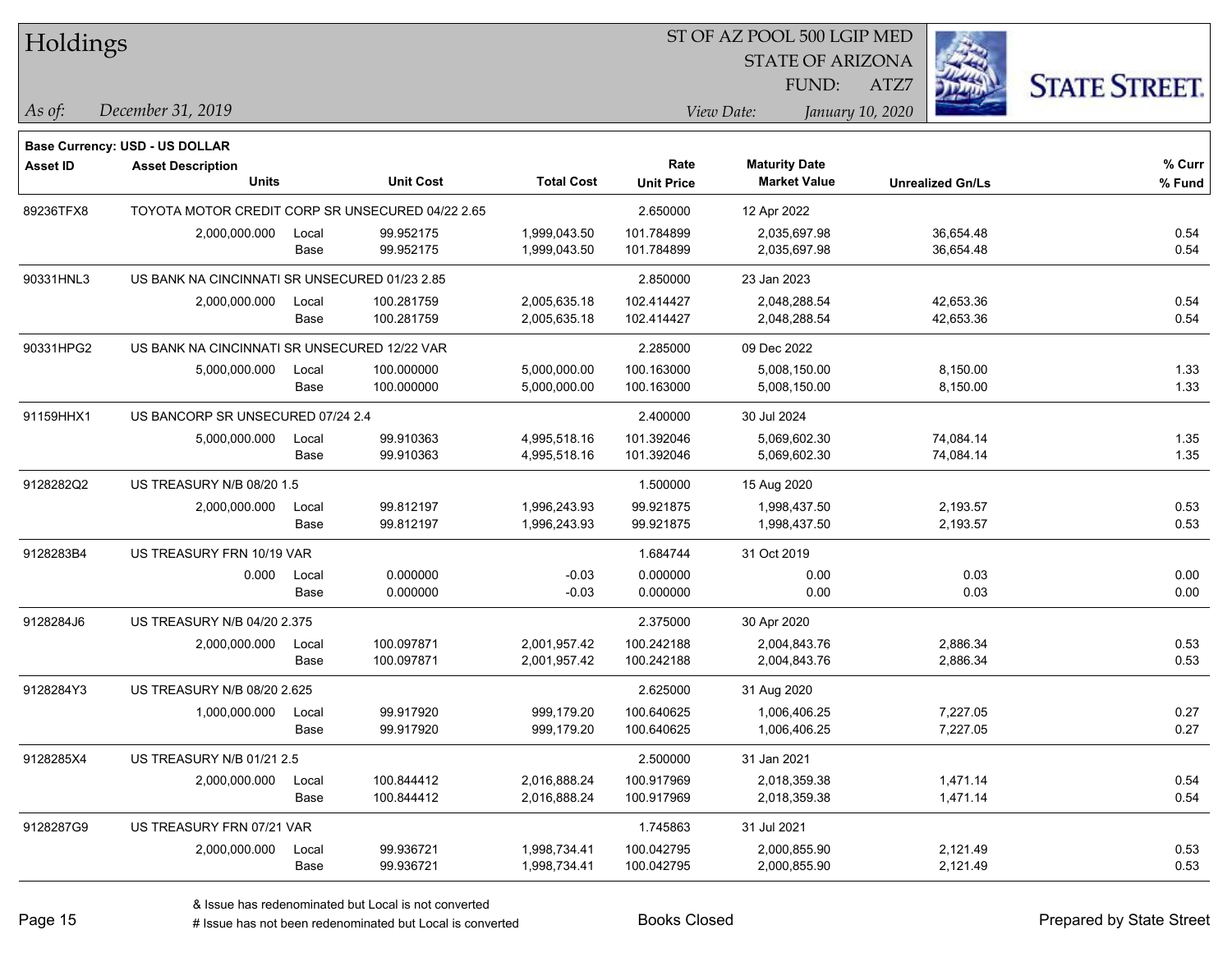# Holdings

ST OF AZ POOL 500 LGIP MED
STATE OF ARIZONA
FUND: ATZ7

*As of:* *December 31, 2019*

*View Date:* *January 10, 2020*

**Base Currency: USD - US DOLLAR**

| Asset ID | Asset Description / Units | | Unit Cost | Total Cost | Rate / Unit Price | Maturity Date / Market Value | Unrealized Gn/Ls | % Curr / % Fund |
|---|---|---|---|---|---|---|---|---|
| 89236TFX8 | TOYOTA MOTOR CREDIT CORP SR UNSECURED 04/22 2.65 | | | | 2.650000 | 12 Apr 2022 | | |
| | 2,000,000.000 | Local | 99.952175 | 1,999,043.50 | 101.784899 | 2,035,697.98 | 36,654.48 | 0.54 |
| | | Base | 99.952175 | 1,999,043.50 | 101.784899 | 2,035,697.98 | 36,654.48 | 0.54 |
| 90331HNL3 | US BANK NA CINCINNATI SR UNSECURED 01/23 2.85 | | | | 2.850000 | 23 Jan 2023 | | |
| | 2,000,000.000 | Local | 100.281759 | 2,005,635.18 | 102.414427 | 2,048,288.54 | 42,653.36 | 0.54 |
| | | Base | 100.281759 | 2,005,635.18 | 102.414427 | 2,048,288.54 | 42,653.36 | 0.54 |
| 90331HPG2 | US BANK NA CINCINNATI SR UNSECURED 12/22 VAR | | | | 2.285000 | 09 Dec 2022 | | |
| | 5,000,000.000 | Local | 100.000000 | 5,000,000.00 | 100.163000 | 5,008,150.00 | 8,150.00 | 1.33 |
| | | Base | 100.000000 | 5,000,000.00 | 100.163000 | 5,008,150.00 | 8,150.00 | 1.33 |
| 91159HHX1 | US BANCORP SR UNSECURED 07/24 2.4 | | | | 2.400000 | 30 Jul 2024 | | |
| | 5,000,000.000 | Local | 99.910363 | 4,995,518.16 | 101.392046 | 5,069,602.30 | 74,084.14 | 1.35 |
| | | Base | 99.910363 | 4,995,518.16 | 101.392046 | 5,069,602.30 | 74,084.14 | 1.35 |
| 9128282Q2 | US TREASURY N/B 08/20 1.5 | | | | 1.500000 | 15 Aug 2020 | | |
| | 2,000,000.000 | Local | 99.812197 | 1,996,243.93 | 99.921875 | 1,998,437.50 | 2,193.57 | 0.53 |
| | | Base | 99.812197 | 1,996,243.93 | 99.921875 | 1,998,437.50 | 2,193.57 | 0.53 |
| 9128283B4 | US TREASURY FRN 10/19 VAR | | | | 1.684744 | 31 Oct 2019 | | |
| | 0.000 | Local | 0.000000 | -0.03 | 0.000000 | 0.00 | 0.03 | 0.00 |
| | | Base | 0.000000 | -0.03 | 0.000000 | 0.00 | 0.03 | 0.00 |
| 9128284J6 | US TREASURY N/B 04/20 2.375 | | | | 2.375000 | 30 Apr 2020 | | |
| | 2,000,000.000 | Local | 100.097871 | 2,001,957.42 | 100.242188 | 2,004,843.76 | 2,886.34 | 0.53 |
| | | Base | 100.097871 | 2,001,957.42 | 100.242188 | 2,004,843.76 | 2,886.34 | 0.53 |
| 9128284Y3 | US TREASURY N/B 08/20 2.625 | | | | 2.625000 | 31 Aug 2020 | | |
| | 1,000,000.000 | Local | 99.917920 | 999,179.20 | 100.640625 | 1,006,406.25 | 7,227.05 | 0.27 |
| | | Base | 99.917920 | 999,179.20 | 100.640625 | 1,006,406.25 | 7,227.05 | 0.27 |
| 9128285X4 | US TREASURY N/B 01/21 2.5 | | | | 2.500000 | 31 Jan 2021 | | |
| | 2,000,000.000 | Local | 100.844412 | 2,016,888.24 | 100.917969 | 2,018,359.38 | 1,471.14 | 0.54 |
| | | Base | 100.844412 | 2,016,888.24 | 100.917969 | 2,018,359.38 | 1,471.14 | 0.54 |
| 9128287G9 | US TREASURY FRN 07/21 VAR | | | | 1.745863 | 31 Jul 2021 | | |
| | 2,000,000.000 | Local | 99.936721 | 1,998,734.41 | 100.042795 | 2,000,855.90 | 2,121.49 | 0.53 |
| | | Base | 99.936721 | 1,998,734.41 | 100.042795 | 2,000,855.90 | 2,121.49 | 0.53 |

& Issue has redenominated but Local is not converted
# Issue has not been redenominated but Local is converted

Books Closed

Prepared by State Street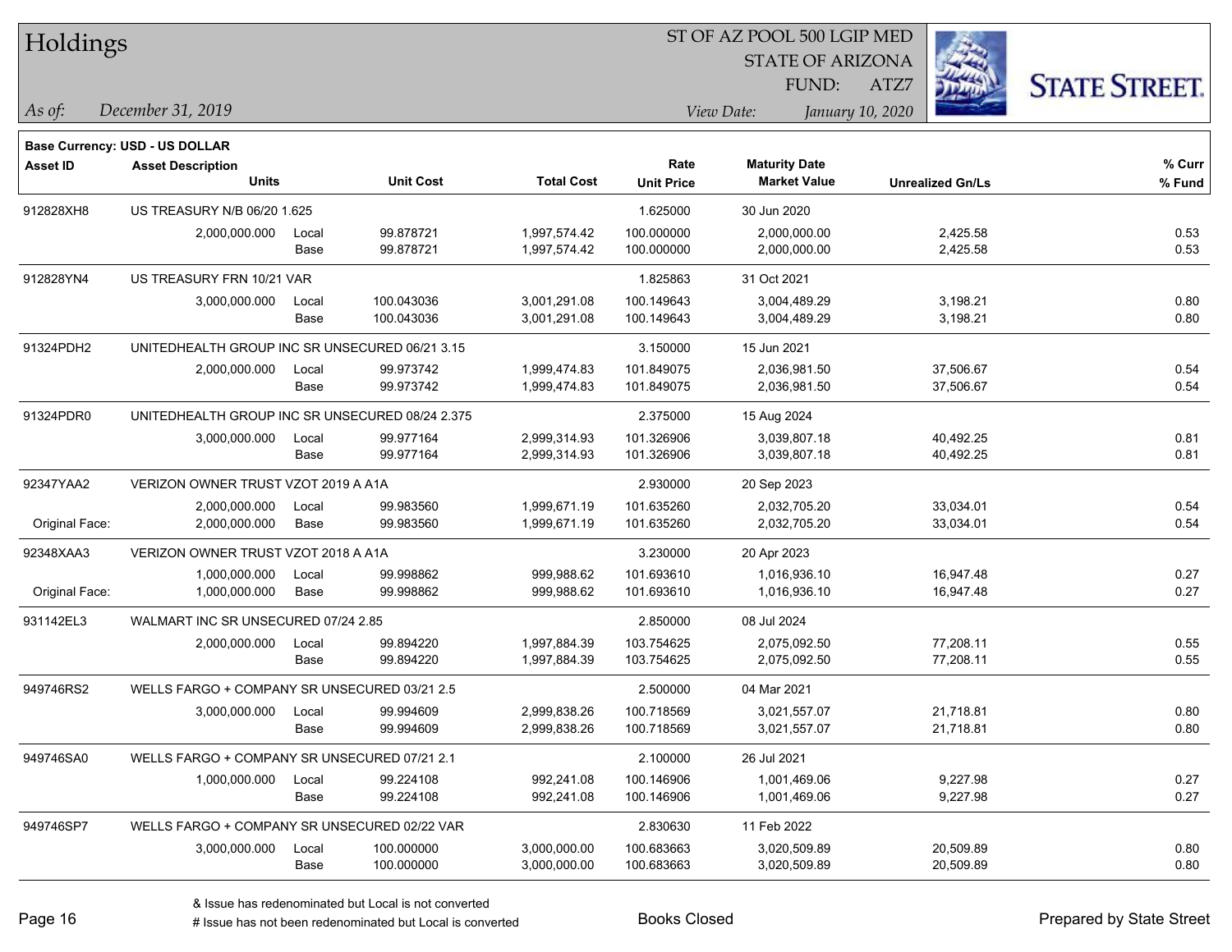# Holdings

ST OF AZ POOL 500 LGIP MED
STATE OF ARIZONA
FUND: ATZ7

*As of:* *December 31, 2019*

*View Date:* *January 10, 2020*

**Base Currency: USD - US DOLLAR**

| Asset ID | Asset Description / Units | | Unit Cost | Total Cost | Rate / Unit Price | Maturity Date / Market Value | Unrealized Gn/Ls | % Curr / % Fund |
|---|---|---|---|---|---|---|---|---|
| 912828XH8 | US TREASURY N/B 06/20 1.625 | | | | 1.625000 | 30 Jun 2020 | | |
| | 2,000,000.000 | Local | 99.878721 | 1,997,574.42 | 100.000000 | 2,000,000.00 | 2,425.58 | 0.53 |
| | | Base | 99.878721 | 1,997,574.42 | 100.000000 | 2,000,000.00 | 2,425.58 | 0.53 |
| 912828YN4 | US TREASURY FRN 10/21 VAR | | | | 1.825863 | 31 Oct 2021 | | |
| | 3,000,000.000 | Local | 100.043036 | 3,001,291.08 | 100.149643 | 3,004,489.29 | 3,198.21 | 0.80 |
| | | Base | 100.043036 | 3,001,291.08 | 100.149643 | 3,004,489.29 | 3,198.21 | 0.80 |
| 91324PDH2 | UNITEDHEALTH GROUP INC SR UNSECURED 06/21 3.15 | | | | 3.150000 | 15 Jun 2021 | | |
| | 2,000,000.000 | Local | 99.973742 | 1,999,474.83 | 101.849075 | 2,036,981.50 | 37,506.67 | 0.54 |
| | | Base | 99.973742 | 1,999,474.83 | 101.849075 | 2,036,981.50 | 37,506.67 | 0.54 |
| 91324PDR0 | UNITEDHEALTH GROUP INC SR UNSECURED 08/24 2.375 | | | | 2.375000 | 15 Aug 2024 | | |
| | 3,000,000.000 | Local | 99.977164 | 2,999,314.93 | 101.326906 | 3,039,807.18 | 40,492.25 | 0.81 |
| | | Base | 99.977164 | 2,999,314.93 | 101.326906 | 3,039,807.18 | 40,492.25 | 0.81 |
| 92347YAA2 | VERIZON OWNER TRUST VZOT 2019 A A1A | | | | 2.930000 | 20 Sep 2023 | | |
| | 2,000,000.000 | Local | 99.983560 | 1,999,671.19 | 101.635260 | 2,032,705.20 | 33,034.01 | 0.54 |
| Original Face: | 2,000,000.000 | Base | 99.983560 | 1,999,671.19 | 101.635260 | 2,032,705.20 | 33,034.01 | 0.54 |
| 92348XAA3 | VERIZON OWNER TRUST VZOT 2018 A A1A | | | | 3.230000 | 20 Apr 2023 | | |
| | 1,000,000.000 | Local | 99.998862 | 999,988.62 | 101.693610 | 1,016,936.10 | 16,947.48 | 0.27 |
| Original Face: | 1,000,000.000 | Base | 99.998862 | 999,988.62 | 101.693610 | 1,016,936.10 | 16,947.48 | 0.27 |
| 931142EL3 | WALMART INC SR UNSECURED 07/24 2.85 | | | | 2.850000 | 08 Jul 2024 | | |
| | 2,000,000.000 | Local | 99.894220 | 1,997,884.39 | 103.754625 | 2,075,092.50 | 77,208.11 | 0.55 |
| | | Base | 99.894220 | 1,997,884.39 | 103.754625 | 2,075,092.50 | 77,208.11 | 0.55 |
| 949746RS2 | WELLS FARGO + COMPANY SR UNSECURED 03/21 2.5 | | | | 2.500000 | 04 Mar 2021 | | |
| | 3,000,000.000 | Local | 99.994609 | 2,999,838.26 | 100.718569 | 3,021,557.07 | 21,718.81 | 0.80 |
| | | Base | 99.994609 | 2,999,838.26 | 100.718569 | 3,021,557.07 | 21,718.81 | 0.80 |
| 949746SA0 | WELLS FARGO + COMPANY SR UNSECURED 07/21 2.1 | | | | 2.100000 | 26 Jul 2021 | | |
| | 1,000,000.000 | Local | 99.224108 | 992,241.08 | 100.146906 | 1,001,469.06 | 9,227.98 | 0.27 |
| | | Base | 99.224108 | 992,241.08 | 100.146906 | 1,001,469.06 | 9,227.98 | 0.27 |
| 949746SP7 | WELLS FARGO + COMPANY SR UNSECURED 02/22 VAR | | | | 2.830630 | 11 Feb 2022 | | |
| | 3,000,000.000 | Local | 100.000000 | 3,000,000.00 | 100.683663 | 3,020,509.89 | 20,509.89 | 0.80 |
| | | Base | 100.000000 | 3,000,000.00 | 100.683663 | 3,020,509.89 | 20,509.89 | 0.80 |

& Issue has redenominated but Local is not converted
# Issue has not been redenominated but Local is converted

Books Closed

Prepared by State Street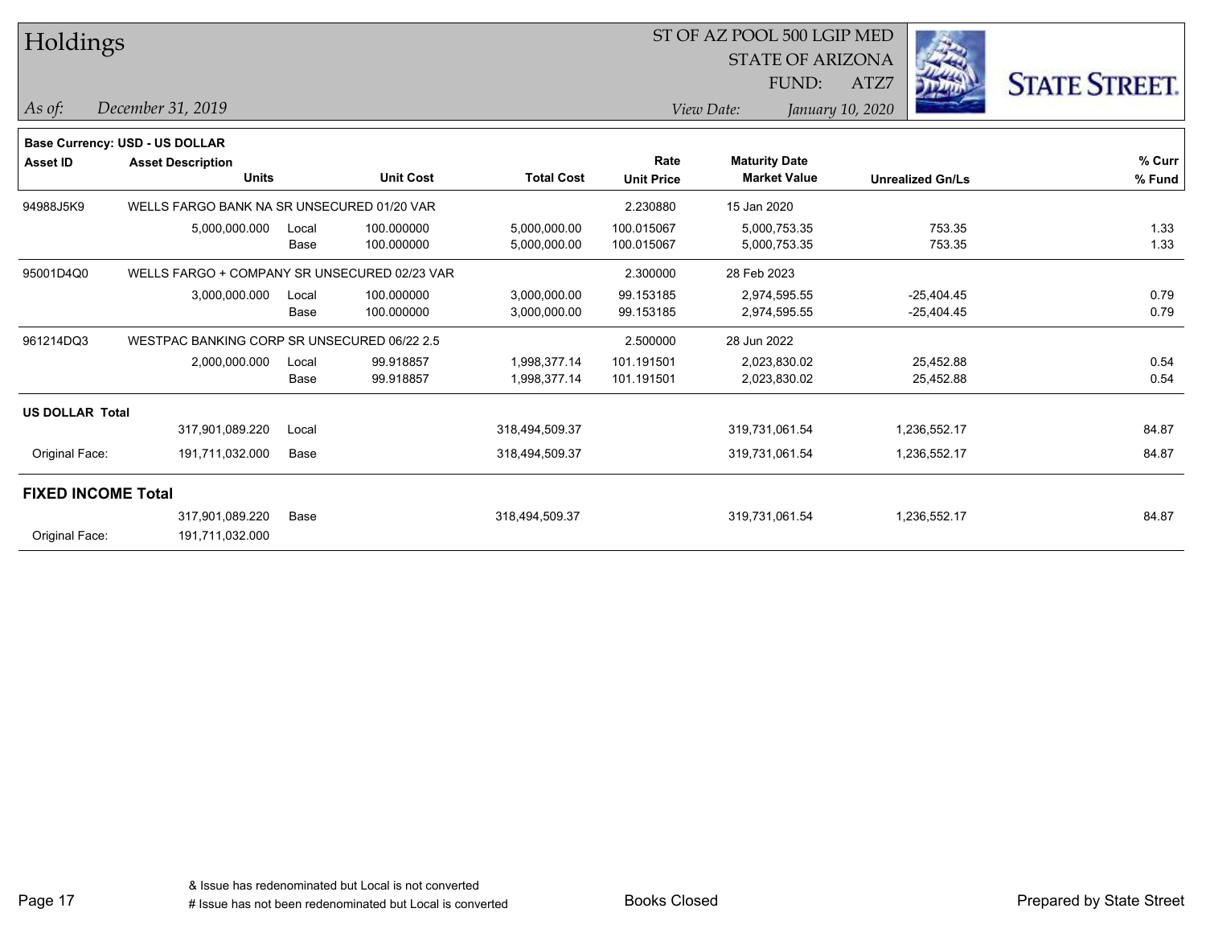# Holdings

ST OF AZ POOL 500 LGIP MED
STATE OF ARIZONA
FUND: ATZ7

*As of:* *December 31, 2019*

*View Date:* *January 10, 2020*

**Base Currency: USD - US DOLLAR**

| Asset ID | Asset Description / Units | | Unit Cost | Total Cost | Rate / Unit Price | Maturity Date / Market Value | Unrealized Gn/Ls | % Curr / % Fund |
|---|---|---|---|---|---|---|---|---|
| 94988J5K9 | WELLS FARGO BANK NA SR UNSECURED 01/20 VAR | | | | 2.230880 | 15 Jan 2020 | | |
| | 5,000,000.000 | Local | 100.000000 | 5,000,000.00 | 100.015067 | 5,000,753.35 | 753.35 | 1.33 |
| | | Base | 100.000000 | 5,000,000.00 | 100.015067 | 5,000,753.35 | 753.35 | 1.33 |
| 95001D4Q0 | WELLS FARGO + COMPANY SR UNSECURED 02/23 VAR | | | | 2.300000 | 28 Feb 2023 | | |
| | 3,000,000.000 | Local | 100.000000 | 3,000,000.00 | 99.153185 | 2,974,595.55 | -25,404.45 | 0.79 |
| | | Base | 100.000000 | 3,000,000.00 | 99.153185 | 2,974,595.55 | -25,404.45 | 0.79 |
| 961214DQ3 | WESTPAC BANKING CORP SR UNSECURED 06/22 2.5 | | | | 2.500000 | 28 Jun 2022 | | |
| | 2,000,000.000 | Local | 99.918857 | 1,998,377.14 | 101.191501 | 2,023,830.02 | 25,452.88 | 0.54 |
| | | Base | 99.918857 | 1,998,377.14 | 101.191501 | 2,023,830.02 | 25,452.88 | 0.54 |
| **US DOLLAR Total** | | | | | | | | |
| | 317,901,089.220 | Local | | 318,494,509.37 | | 319,731,061.54 | 1,236,552.17 | 84.87 |
| Original Face: | 191,711,032.000 | Base | | 318,494,509.37 | | 319,731,061.54 | 1,236,552.17 | 84.87 |
| **FIXED INCOME Total** | | | | | | | | |
| | 317,901,089.220 | Base | | 318,494,509.37 | | 319,731,061.54 | 1,236,552.17 | 84.87 |
| Original Face: | 191,711,032.000 | | | | | | | |

& Issue has redenominated but Local is not converted
# Issue has not been redenominated but Local is converted

Books Closed

Prepared by State Street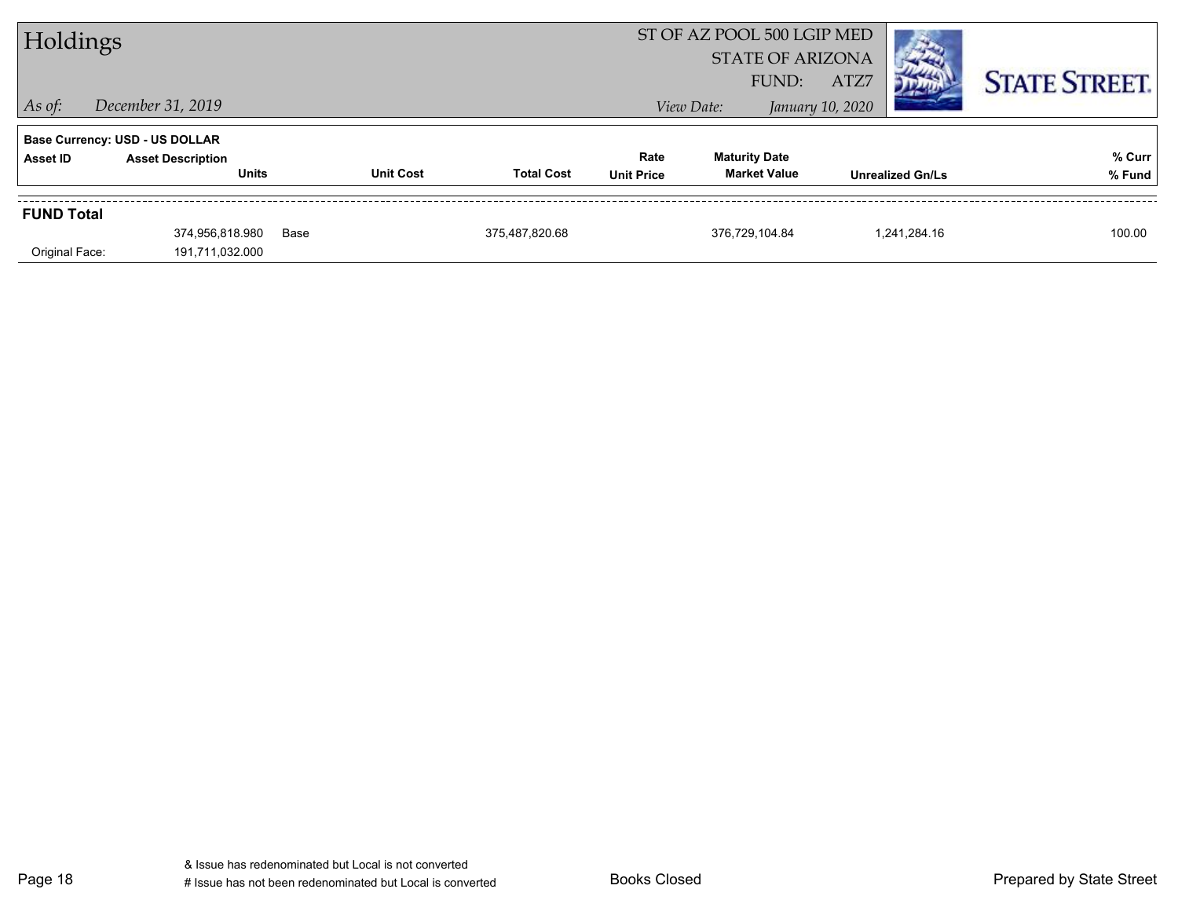# Holdings

ST OF AZ POOL 500 LGIP MED
STATE OF ARIZONA
FUND: ATZ7

*As of:* *December 31, 2019*

*View Date:* *January 10, 2020*

**Base Currency: USD - US DOLLAR**

| Asset ID | Asset Description / Units | Unit Cost | Total Cost | Rate / Unit Price | Maturity Date / Market Value | Unrealized Gn/Ls | % Curr / % Fund |
|---|---|---|---|---|---|---|---|
| **FUND Total** | | | | | | | |
| | 374,956,818.980 | Base | 375,487,820.68 | | 376,729,104.84 | 1,241,284.16 | 100.00 |
| Original Face: | 191,711,032.000 | | | | | | |

& Issue has redenominated but Local is not converted
# Issue has not been redenominated but Local is converted

Books Closed

Prepared by State Street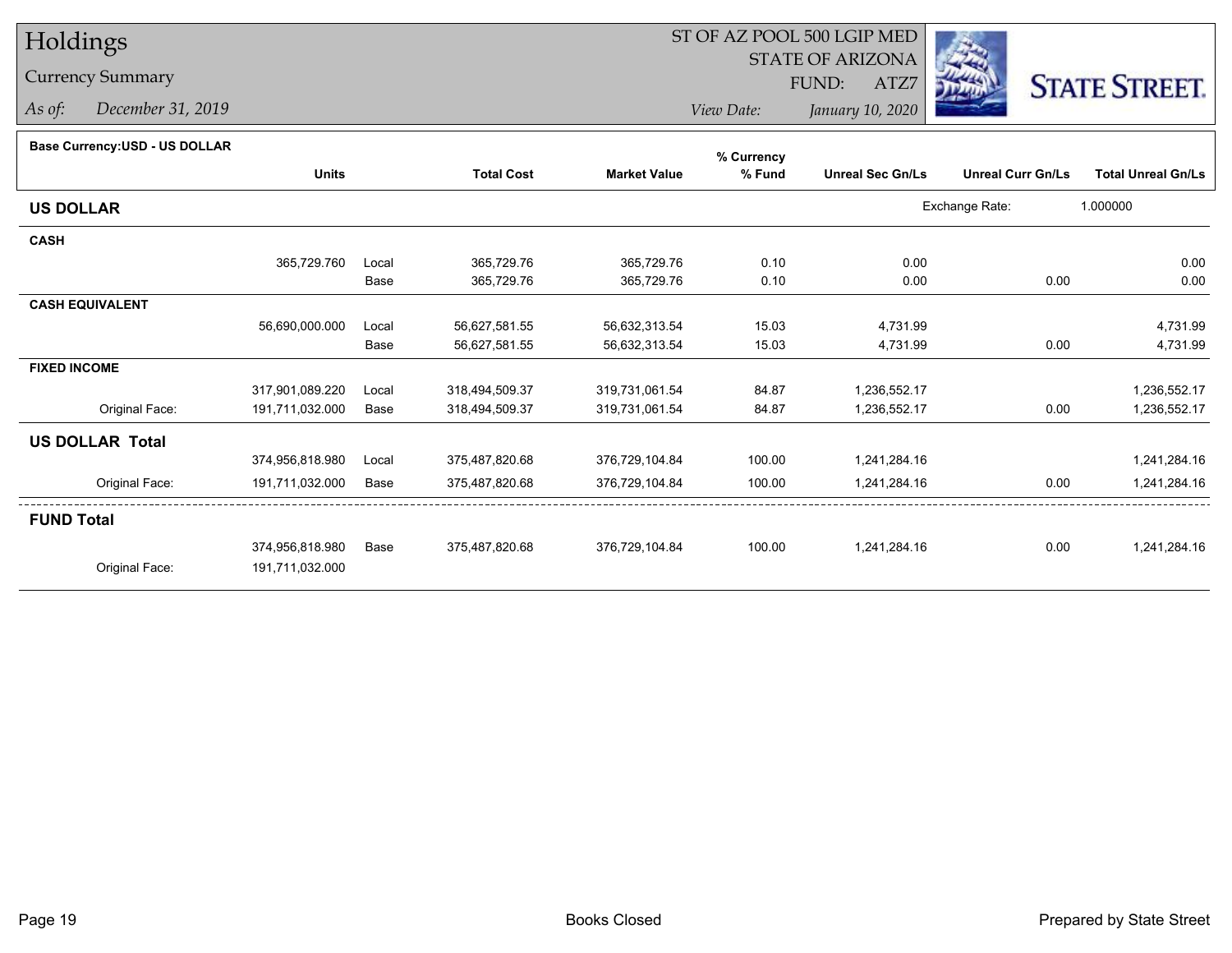# Holdings

## Currency Summary

*As of: December 31, 2019*

ST OF AZ POOL 500 LGIP MED
STATE OF ARIZONA
FUND: ATZ7
*View Date: January 10, 2020*

STATE STREET.

**Base Currency:USD - US DOLLAR**

| | Units | | Total Cost | Market Value | % Currency % Fund | Unreal Sec Gn/Ls | Unreal Curr Gn/Ls | Total Unreal Gn/Ls |
|---|---|---|---|---|---|---|---|---|
| **US DOLLAR** | | | | | | Exchange Rate: | | 1.000000 |
| **CASH** | | | | | | | | |
| | 365,729.760 | Local | 365,729.76 | 365,729.76 | 0.10 | 0.00 | | 0.00 |
| | | Base | 365,729.76 | 365,729.76 | 0.10 | 0.00 | 0.00 | 0.00 |
| **CASH EQUIVALENT** | | | | | | | | |
| | 56,690,000.000 | Local | 56,627,581.55 | 56,632,313.54 | 15.03 | 4,731.99 | | 4,731.99 |
| | | Base | 56,627,581.55 | 56,632,313.54 | 15.03 | 4,731.99 | 0.00 | 4,731.99 |
| **FIXED INCOME** | | | | | | | | |
| | 317,901,089.220 | Local | 318,494,509.37 | 319,731,061.54 | 84.87 | 1,236,552.17 | | 1,236,552.17 |
| Original Face: | 191,711,032.000 | Base | 318,494,509.37 | 319,731,061.54 | 84.87 | 1,236,552.17 | 0.00 | 1,236,552.17 |
| **US DOLLAR Total** | | | | | | | | |
| | 374,956,818.980 | Local | 375,487,820.68 | 376,729,104.84 | 100.00 | 1,241,284.16 | | 1,241,284.16 |
| Original Face: | 191,711,032.000 | Base | 375,487,820.68 | 376,729,104.84 | 100.00 | 1,241,284.16 | 0.00 | 1,241,284.16 |
| **FUND Total** | | | | | | | | |
| | 374,956,818.980 | Base | 375,487,820.68 | 376,729,104.84 | 100.00 | 1,241,284.16 | 0.00 | 1,241,284.16 |
| Original Face: | 191,711,032.000 | | | | | | | |

Books Closed

Prepared by State Street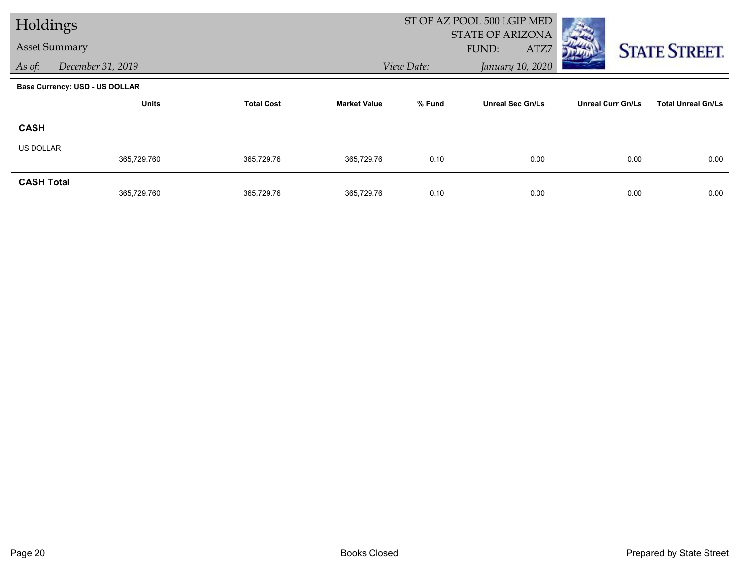# Holdings

## Asset Summary

*As of:* *December 31, 2019*

ST OF AZ POOL 500 LGIP MED
STATE OF ARIZONA
FUND: ATZ7

*View Date:* *January 10, 2020*

STATE STREET.

**Base Currency: USD - US DOLLAR**

| | Units | Total Cost | Market Value | % Fund | Unreal Sec Gn/Ls | Unreal Curr Gn/Ls | Total Unreal Gn/Ls |
|---|---|---|---|---|---|---|---|
| **CASH** | | | | | | | |
| US DOLLAR | 365,729.760 | 365,729.76 | 365,729.76 | 0.10 | 0.00 | 0.00 | 0.00 |
| **CASH Total** | 365,729.760 | 365,729.76 | 365,729.76 | 0.10 | 0.00 | 0.00 | 0.00 |

Books Closed

Prepared by State Street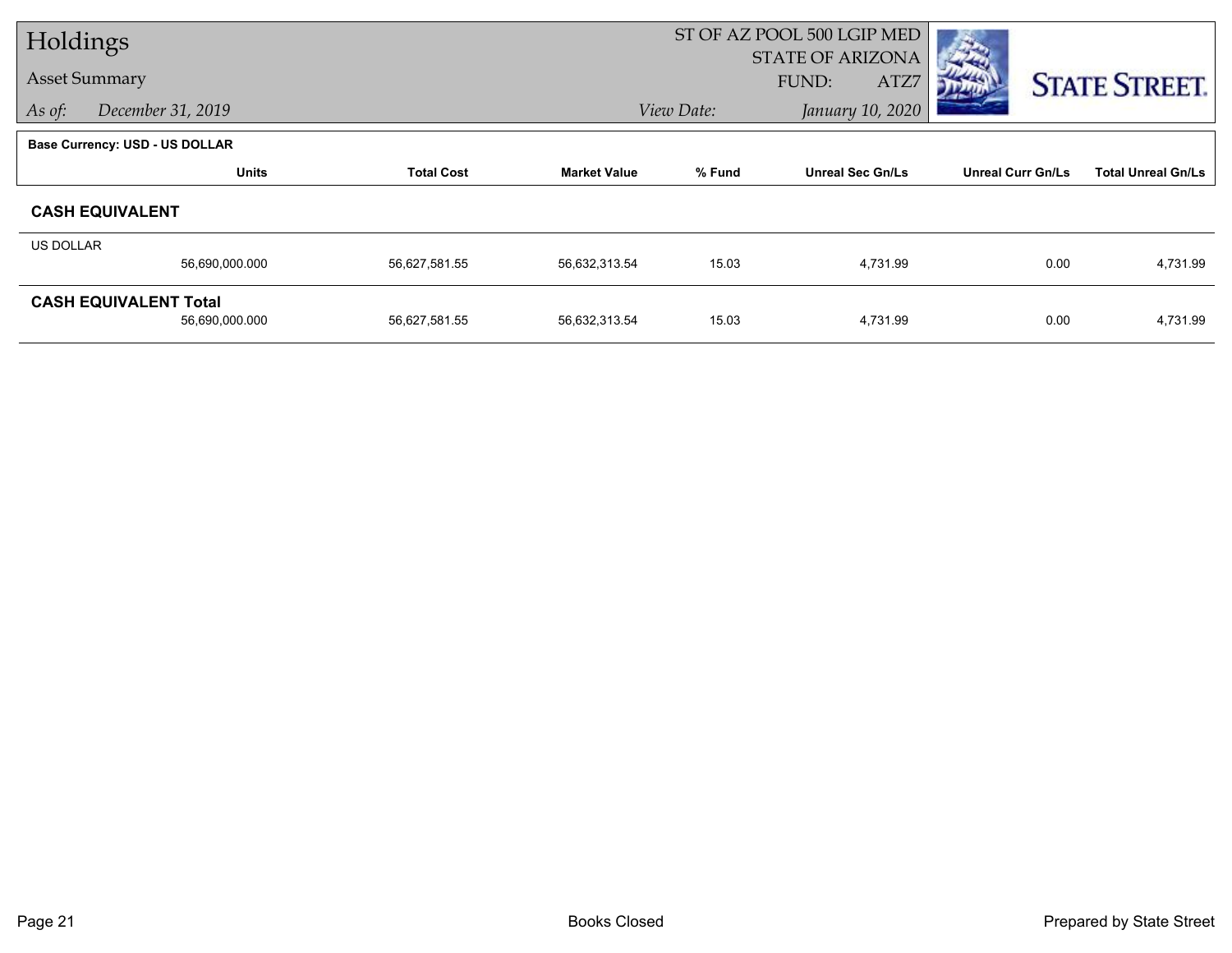# Holdings

## Asset Summary

*As of:* *December 31, 2019*

ST OF AZ POOL 500 LGIP MED
STATE OF ARIZONA
FUND: ATZ7

*View Date:* *January 10, 2020*

STATE STREET.

**Base Currency: USD - US DOLLAR**

| | Units | Total Cost | Market Value | % Fund | Unreal Sec Gn/Ls | Unreal Curr Gn/Ls | Total Unreal Gn/Ls |
|---|---|---|---|---|---|---|---|
| **CASH EQUIVALENT** | | | | | | | |
| US DOLLAR | 56,690,000.000 | 56,627,581.55 | 56,632,313.54 | 15.03 | 4,731.99 | 0.00 | 4,731.99 |
| **CASH EQUIVALENT Total** | 56,690,000.000 | 56,627,581.55 | 56,632,313.54 | 15.03 | 4,731.99 | 0.00 | 4,731.99 |

Books Closed

Prepared by State Street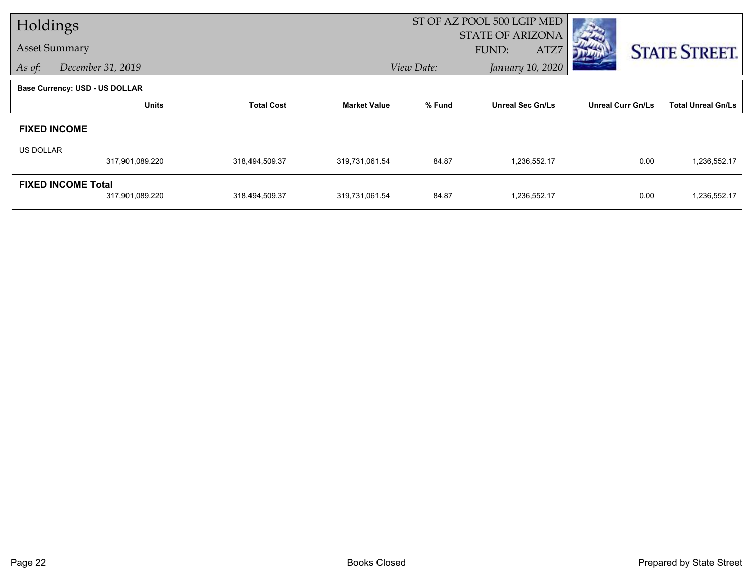# Holdings

## Asset Summary

*As of:* *December 31, 2019*

ST OF AZ POOL 500 LGIP MED
STATE OF ARIZONA
FUND: ATZ7
*View Date:* *January 10, 2020*

STATE STREET.

**Base Currency: USD - US DOLLAR**

| | Units | Total Cost | Market Value | % Fund | Unreal Sec Gn/Ls | Unreal Curr Gn/Ls | Total Unreal Gn/Ls |
|---|---|---|---|---|---|---|---|
| **FIXED INCOME** | | | | | | | |
| US DOLLAR | 317,901,089.220 | 318,494,509.37 | 319,731,061.54 | 84.87 | 1,236,552.17 | 0.00 | 1,236,552.17 |
| **FIXED INCOME Total** | 317,901,089.220 | 318,494,509.37 | 319,731,061.54 | 84.87 | 1,236,552.17 | 0.00 | 1,236,552.17 |

Books Closed

Prepared by State Street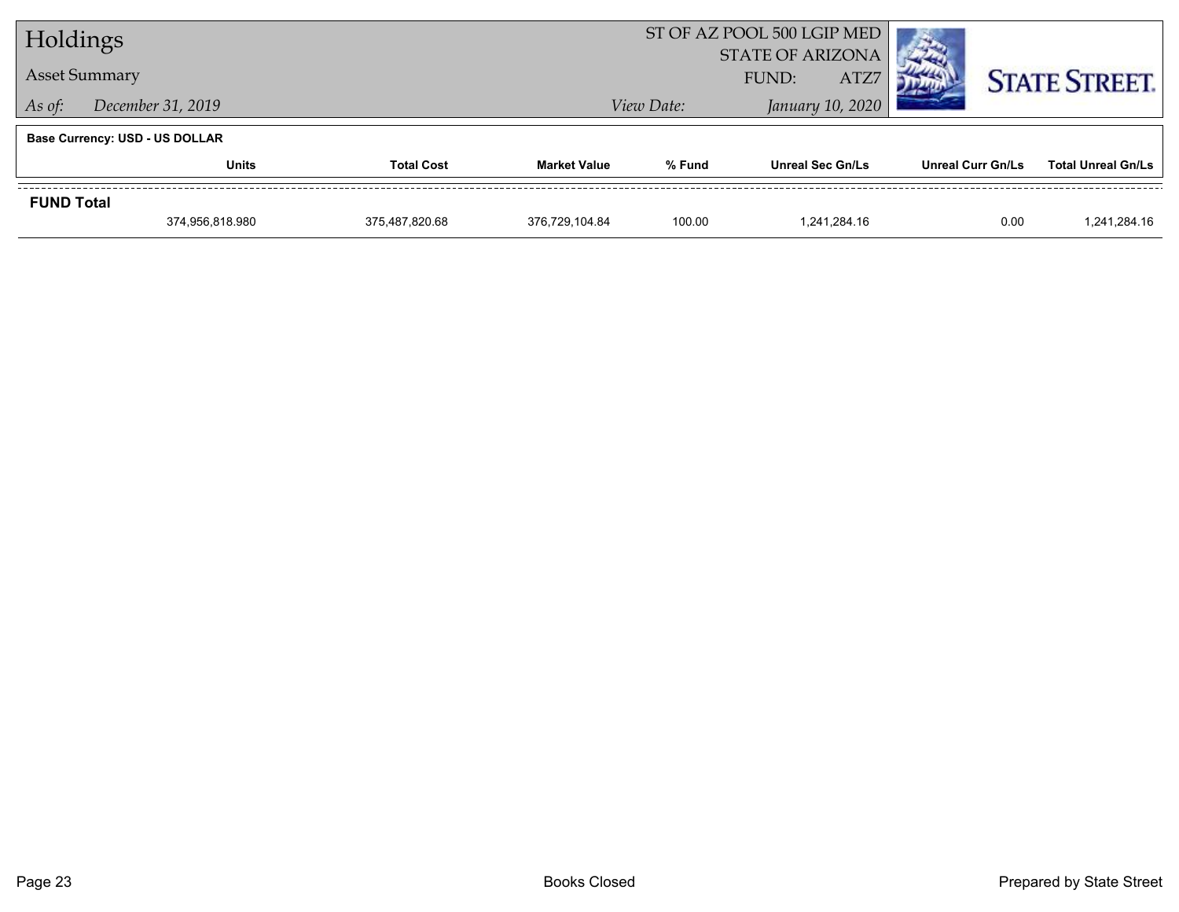# Holdings

## Asset Summary

*As of:* *December 31, 2019*

ST OF AZ POOL 500 LGIP MED
STATE OF ARIZONA
FUND: ATZ7

*View Date:* *January 10, 2020*

STATE STREET.

**Base Currency: USD - US DOLLAR**

| | Units | Total Cost | Market Value | % Fund | Unreal Sec Gn/Ls | Unreal Curr Gn/Ls | Total Unreal Gn/Ls |
|---|---|---|---|---|---|---|---|
| **FUND Total** | | | | | | | |
| | 374,956,818.980 | 375,487,820.68 | 376,729,104.84 | 100.00 | 1,241,284.16 | 0.00 | 1,241,284.16 |

Books Closed

Prepared by State Street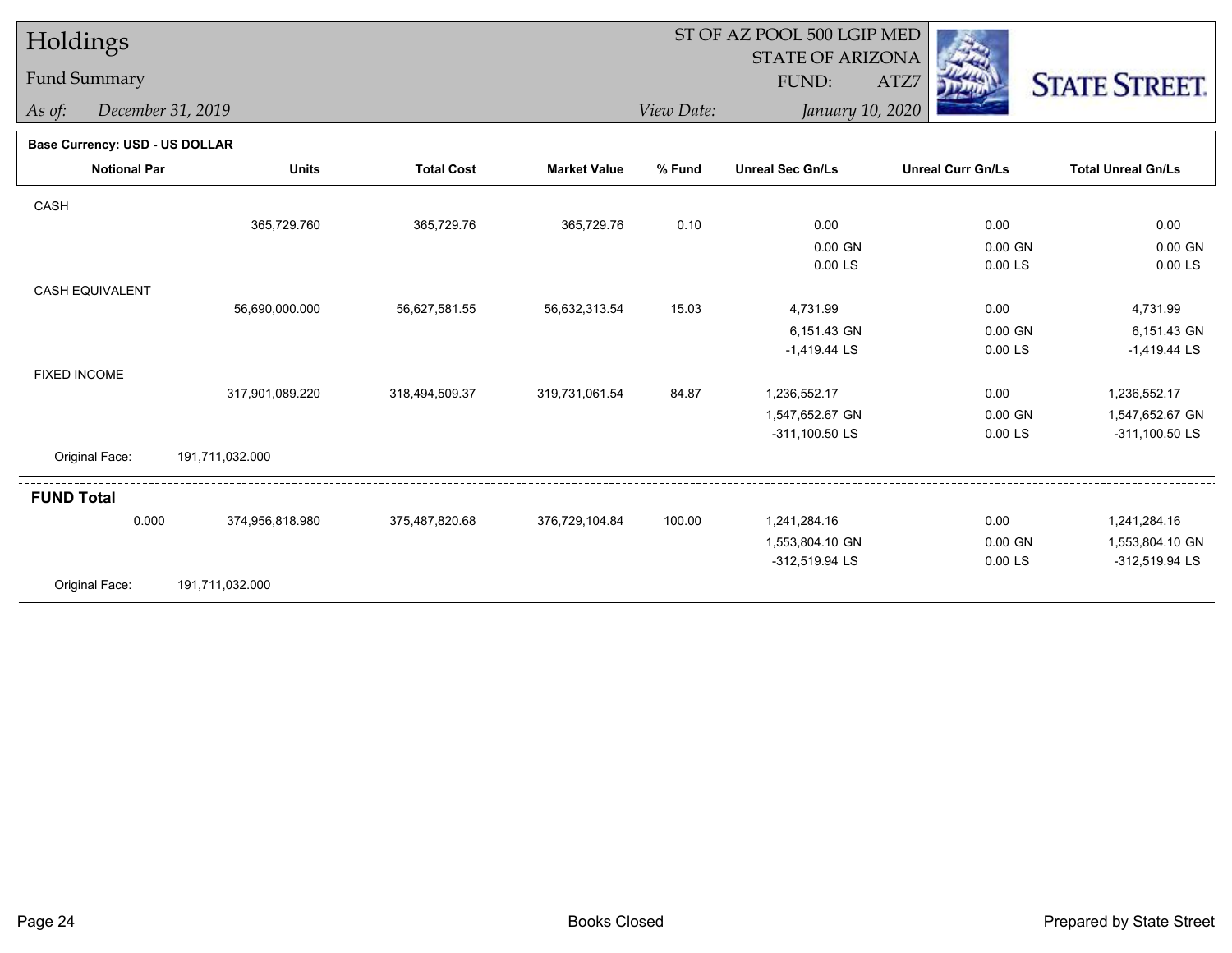# Holdings

Fund Summary

*As of:* *December 31, 2019*

ST OF AZ POOL 500 LGIP MED
STATE OF ARIZONA
FUND: ATZ7

*View Date:* *January 10, 2020*

STATE STREET.

**Base Currency: USD - US DOLLAR**

| Notional Par | Units | Total Cost | Market Value | % Fund | Unreal Sec Gn/Ls | Unreal Curr Gn/Ls | Total Unreal Gn/Ls |
|---|---|---|---|---|---|---|---|
| CASH | | | | | | | |
| | 365,729.760 | 365,729.76 | 365,729.76 | 0.10 | 0.00 | 0.00 | 0.00 |
| | | | | | 0.00 GN | 0.00 GN | 0.00 GN |
| | | | | | 0.00 LS | 0.00 LS | 0.00 LS |
| CASH EQUIVALENT | | | | | | | |
| | 56,690,000.000 | 56,627,581.55 | 56,632,313.54 | 15.03 | 4,731.99 | 0.00 | 4,731.99 |
| | | | | | 6,151.43 GN | 0.00 GN | 6,151.43 GN |
| | | | | | -1,419.44 LS | 0.00 LS | -1,419.44 LS |
| FIXED INCOME | | | | | | | |
| | 317,901,089.220 | 318,494,509.37 | 319,731,061.54 | 84.87 | 1,236,552.17 | 0.00 | 1,236,552.17 |
| | | | | | 1,547,652.67 GN | 0.00 GN | 1,547,652.67 GN |
| | | | | | -311,100.50 LS | 0.00 LS | -311,100.50 LS |
| Original Face: 191,711,032.000 | | | | | | | |
| **FUND Total** | | | | | | | |
| 0.000 | 374,956,818.980 | 375,487,820.68 | 376,729,104.84 | 100.00 | 1,241,284.16 | 0.00 | 1,241,284.16 |
| | | | | | 1,553,804.10 GN | 0.00 GN | 1,553,804.10 GN |
| | | | | | -312,519.94 LS | 0.00 LS | -312,519.94 LS |
| Original Face: 191,711,032.000 | | | | | | | |

Books Closed

Prepared by State Street